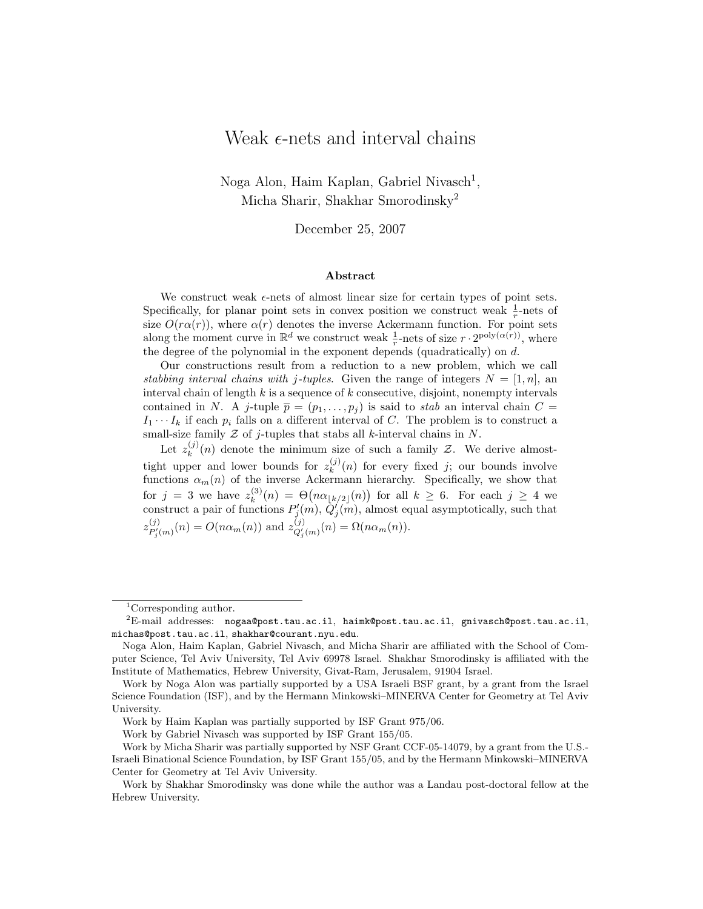# Weak $\epsilon$-nets and interval chains

Noga Alon, Haim Kaplan, Gabriel Nivasch[1],
Micha Sharir, Shakhar Smorodinsky[2]

December 25, 2007

## Abstract

We construct weak $\epsilon$-nets of almost linear size for certain types of point sets. Specifically, for planar point sets in convex position we construct weak $\frac{1}{r}$-nets of size $O(r\alpha(r))$, where $\alpha(r)$ denotes the inverse Ackermann function. For point sets along the moment curve in $\mathbb{R}^d$ we construct weak $\frac{1}{r}$-nets of size $r \cdot 2^{\text{poly}(\alpha(r))}$, where the degree of the polynomial in the exponent depends (quadratically) on $d$.

Our constructions result from a reduction to a new problem, which we call *stabbing interval chains with j-tuples*. Given the range of integers $N = [1, n]$, an interval chain of length $k$ is a sequence of $k$ consecutive, disjoint, nonempty intervals contained in $N$. A $j$-tuple $\overline{p} = (p_1, \ldots, p_j)$ is said to *stab* an interval chain $C = I_1 \cdots I_k$ if each $p_i$ falls on a different interval of $C$. The problem is to construct a small-size family $\mathcal{Z}$ of $j$-tuples that stabs all $k$-interval chains in $N$.

Let $z_k^{(j)}(n)$ denote the minimum size of such a family $\mathcal{Z}$. We derive almost-tight upper and lower bounds for $z_k^{(j)}(n)$ for every fixed $j$; our bounds involve functions $\alpha_m(n)$ of the inverse Ackermann hierarchy. Specifically, we show that for $j = 3$ we have $z_k^{(3)}(n) = \Theta\big(n\alpha_{\lfloor k/2 \rfloor}(n)\big)$ for all $k \geq 6$. For each $j \geq 4$ we construct a pair of functions $P_j'(m)$, $Q_j'(m)$, almost equal asymptotically, such that $z_{P_j'(m)}^{(j)}(n) = O(n\alpha_m(n))$ and $z_{Q_j'(m)}^{(j)}(n) = \Omega(n\alpha_m(n))$.

---

[1] Corresponding author.

[2] E-mail addresses: `nogaa@post.tau.ac.il`, `haimk@post.tau.ac.il`, `gnivasch@post.tau.ac.il`, `michas@post.tau.ac.il`, `shakhar@courant.nyu.edu`.

Noga Alon, Haim Kaplan, Gabriel Nivasch, and Micha Sharir are affiliated with the School of Computer Science, Tel Aviv University, Tel Aviv 69978 Israel. Shakhar Smorodinsky is affiliated with the Institute of Mathematics, Hebrew University, Givat-Ram, Jerusalem, 91904 Israel.

Work by Noga Alon was partially supported by a USA Israeli BSF grant, by a grant from the Israel Science Foundation (ISF), and by the Hermann Minkowski–MINERVA Center for Geometry at Tel Aviv University.

Work by Haim Kaplan was partially supported by ISF Grant 975/06.

Work by Gabriel Nivasch was supported by ISF Grant 155/05.

Work by Micha Sharir was partially supported by NSF Grant CCF-05-14079, by a grant from the U.S.-Israeli Binational Science Foundation, by ISF Grant 155/05, and by the Hermann Minkowski–MINERVA Center for Geometry at Tel Aviv University.

Work by Shakhar Smorodinsky was done while the author was a Landau post-doctoral fellow at the Hebrew University.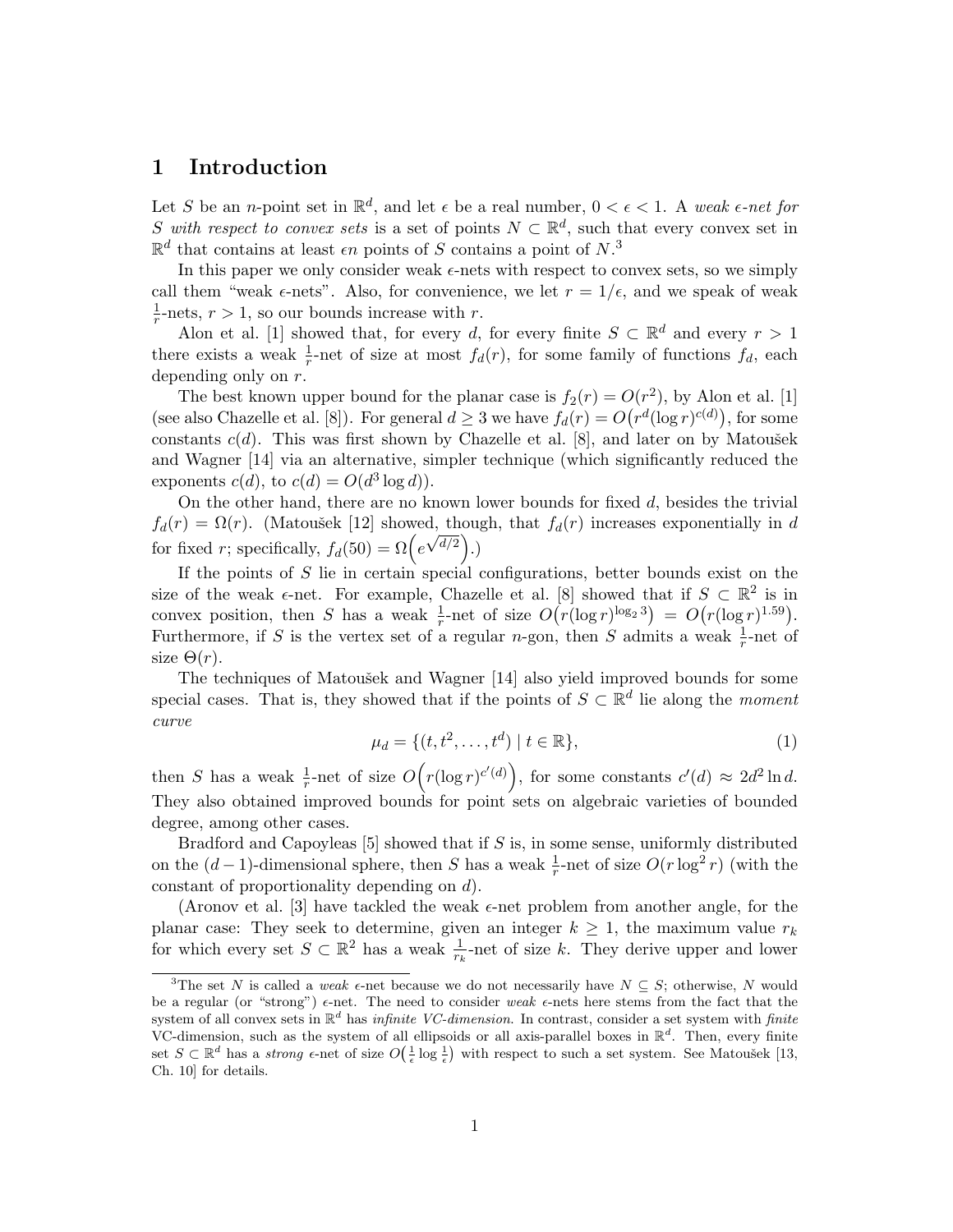## 1 Introduction

Let $S$ be an $n$-point set in $\mathbb{R}^d$, and let $\epsilon$ be a real number, $0 < \epsilon < 1$. A *weak $\epsilon$-net for $S$ with respect to convex sets* is a set of points $N \subset \mathbb{R}^d$, such that every convex set in $\mathbb{R}^d$ that contains at least $\epsilon n$ points of $S$ contains a point of $N$.[3]

In this paper we only consider weak $\epsilon$-nets with respect to convex sets, so we simply call them "weak $\epsilon$-nets". Also, for convenience, we let $r = 1/\epsilon$, and we speak of weak $\frac{1}{r}$-nets, $r > 1$, so our bounds increase with $r$.

Alon et al. [1] showed that, for every $d$, for every finite $S \subset \mathbb{R}^d$ and every $r > 1$ there exists a weak $\frac{1}{r}$-net of size at most $f_d(r)$, for some family of functions $f_d$, each depending only on $r$.

The best known upper bound for the planar case is $f_2(r) = O(r^2)$, by Alon et al. [1] (see also Chazelle et al. [8]). For general $d \geq 3$ we have $f_d(r) = O\big(r^d (\log r)^{c(d)}\big)$, for some constants $c(d)$. This was first shown by Chazelle et al. [8], and later on by Matoušek and Wagner [14] via an alternative, simpler technique (which significantly reduced the exponents $c(d)$, to $c(d) = O(d^3 \log d)$).

On the other hand, there are no known lower bounds for fixed $d$, besides the trivial $f_d(r) = \Omega(r)$. (Matoušek [12] showed, though, that $f_d(r)$ increases exponentially in $d$ for fixed $r$; specifically, $f_d(50) = \Omega\Big(e^{\sqrt{d/2}}\Big)$.)

If the points of $S$ lie in certain special configurations, better bounds exist on the size of the weak $\epsilon$-net. For example, Chazelle et al. [8] showed that if $S \subset \mathbb{R}^2$ is in convex position, then $S$ has a weak $\frac{1}{r}$-net of size $O\big(r(\log r)^{\log_2 3}\big) = O\big(r(\log r)^{1.59}\big)$. Furthermore, if $S$ is the vertex set of a regular $n$-gon, then $S$ admits a weak $\frac{1}{r}$-net of size $\Theta(r)$.

The techniques of Matoušek and Wagner [14] also yield improved bounds for some special cases. That is, they showed that if the points of $S \subset \mathbb{R}^d$ lie along the *moment curve*

$$\mu_d = \{(t, t^2, \ldots, t^d) \mid t \in \mathbb{R}\}, \tag{1}$$

then $S$ has a weak $\frac{1}{r}$-net of size $O\Big(r(\log r)^{c'(d)}\Big)$, for some constants $c'(d) \approx 2d^2 \ln d$. They also obtained improved bounds for point sets on algebraic varieties of bounded degree, among other cases.

Bradford and Capoyleas [5] showed that if $S$ is, in some sense, uniformly distributed on the $(d-1)$-dimensional sphere, then $S$ has a weak $\frac{1}{r}$-net of size $O(r \log^2 r)$ (with the constant of proportionality depending on $d$).

(Aronov et al. [3] have tackled the weak $\epsilon$-net problem from another angle, for the planar case: They seek to determine, given an integer $k \geq 1$, the maximum value $r_k$ for which every set $S \subset \mathbb{R}^2$ has a weak $\frac{1}{r_k}$-net of size $k$. They derive upper and lower

---

[3] The set $N$ is called a *weak* $\epsilon$-net because we do not necessarily have $N \subseteq S$; otherwise, $N$ would be a regular (or "strong") $\epsilon$-net. The need to consider *weak* $\epsilon$-nets here stems from the fact that the system of all convex sets in $\mathbb{R}^d$ has *infinite VC-dimension*. In contrast, consider a set system with *finite* VC-dimension, such as the system of all ellipsoids or all axis-parallel boxes in $\mathbb{R}^d$. Then, every finite set $S \subset \mathbb{R}^d$ has a *strong* $\epsilon$-net of size $O\big(\frac{1}{\epsilon} \log \frac{1}{\epsilon}\big)$ with respect to such a set system. See Matoušek [13, Ch. 10] for details.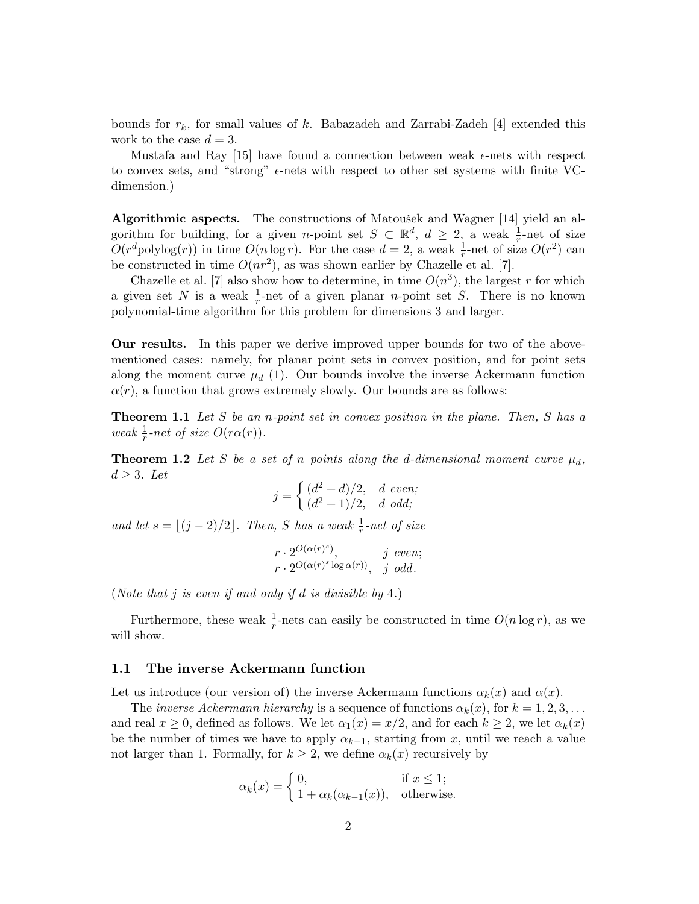bounds for $r_k$, for small values of $k$. Babazadeh and Zarrabi-Zadeh [4] extended this work to the case $d = 3$.

Mustafa and Ray [15] have found a connection between weak $\epsilon$-nets with respect to convex sets, and "strong" $\epsilon$-nets with respect to other set systems with finite VC-dimension.)

**Algorithmic aspects.** The constructions of Matoušek and Wagner [14] yield an algorithm for building, for a given $n$-point set $S \subset \mathbb{R}^d$, $d \geq 2$, a weak $\frac{1}{r}$-net of size $O(r^d \text{polylog}(r))$ in time $O(n \log r)$. For the case $d = 2$, a weak $\frac{1}{r}$-net of size $O(r^2)$ can be constructed in time $O(nr^2)$, as was shown earlier by Chazelle et al. [7].

Chazelle et al. [7] also show how to determine, in time $O(n^3)$, the largest $r$ for which a given set $N$ is a weak $\frac{1}{r}$-net of a given planar $n$-point set $S$. There is no known polynomial-time algorithm for this problem for dimensions 3 and larger.

**Our results.** In this paper we derive improved upper bounds for two of the above-mentioned cases: namely, for planar point sets in convex position, and for point sets along the moment curve $\mu_d$ (1). Our bounds involve the inverse Ackermann function $\alpha(r)$, a function that grows extremely slowly. Our bounds are as follows:

**Theorem 1.1** *Let $S$ be an $n$-point set in convex position in the plane. Then, $S$ has a weak $\frac{1}{r}$-net of size $O(r\alpha(r))$.*

**Theorem 1.2** *Let $S$ be a set of $n$ points along the $d$-dimensional moment curve $\mu_d$, $d \geq 3$. Let*

$$j = \begin{cases} (d^2 + d)/2, & d \text{ even;} \\ (d^2 + 1)/2, & d \text{ odd;} \end{cases}$$

*and let $s = \lfloor (j-2)/2 \rfloor$. Then, $S$ has a weak $\frac{1}{r}$-net of size*

$$\begin{array}{ll} r \cdot 2^{O(\alpha(r)^s)}, & j \text{ even;} \\ r \cdot 2^{O(\alpha(r)^s \log \alpha(r))}, & j \text{ odd.} \end{array}$$

(*Note that $j$ is even if and only if $d$ is divisible by 4.*)

Furthermore, these weak $\frac{1}{r}$-nets can easily be constructed in time $O(n \log r)$, as we will show.

## 1.1 The inverse Ackermann function

Let us introduce (our version of) the inverse Ackermann functions $\alpha_k(x)$ and $\alpha(x)$.

The *inverse Ackermann hierarchy* is a sequence of functions $\alpha_k(x)$, for $k = 1, 2, 3, \ldots$ and real $x \geq 0$, defined as follows. We let $\alpha_1(x) = x/2$, and for each $k \geq 2$, we let $\alpha_k(x)$ be the number of times we have to apply $\alpha_{k-1}$, starting from $x$, until we reach a value not larger than 1. Formally, for $k \geq 2$, we define $\alpha_k(x)$ recursively by

$$\alpha_k(x) = \begin{cases} 0, & \text{if } x \leq 1; \\ 1 + \alpha_k(\alpha_{k-1}(x)), & \text{otherwise.} \end{cases}$$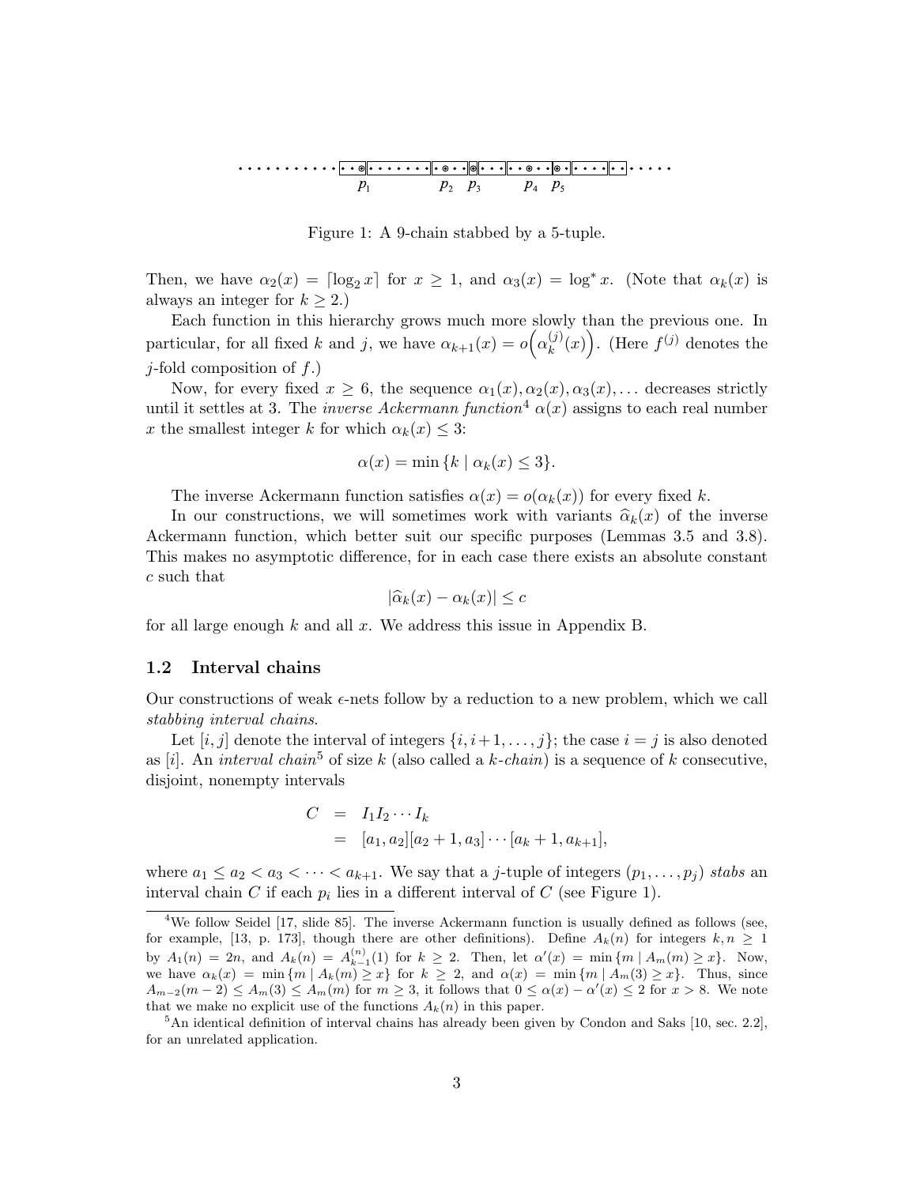Figure 1: A 9-chain stabbed by a 5-tuple.

Then, we have $\alpha_2(x) = \lceil \log_2 x \rceil$ for $x \geq 1$, and $\alpha_3(x) = \log^* x$. (Note that $\alpha_k(x)$ is always an integer for $k \geq 2$.)

Each function in this hierarchy grows much more slowly than the previous one. In particular, for all fixed $k$ and $j$, we have $\alpha_{k+1}(x) = o\Big(\alpha_k^{(j)}(x)\Big)$. (Here $f^{(j)}$ denotes the $j$-fold composition of $f$.)

Now, for every fixed $x \geq 6$, the sequence $\alpha_1(x), \alpha_2(x), \alpha_3(x), \ldots$ decreases strictly until it settles at 3. The *inverse Ackermann function*[4] $\alpha(x)$ assigns to each real number $x$ the smallest integer $k$ for which $\alpha_k(x) \leq 3$:

$$\alpha(x) = \min \{k \mid \alpha_k(x) \leq 3\}.$$

The inverse Ackermann function satisfies $\alpha(x) = o(\alpha_k(x))$ for every fixed $k$.

In our constructions, we will sometimes work with variants $\widehat{\alpha}_k(x)$ of the inverse Ackermann function, which better suit our specific purposes (Lemmas 3.5 and 3.8). This makes no asymptotic difference, for in each case there exists an absolute constant $c$ such that

$$|\widehat{\alpha}_k(x) - \alpha_k(x)| \leq c$$

for all large enough $k$ and all $x$. We address this issue in Appendix B.

## 1.2 Interval chains

Our constructions of weak $\epsilon$-nets follow by a reduction to a new problem, which we call *stabbing interval chains*.

Let $[i, j]$ denote the interval of integers $\{i, i+1, \ldots, j\}$; the case $i = j$ is also denoted as $[i]$. An *interval chain*[5] of size $k$ (also called a *$k$-chain*) is a sequence of $k$ consecutive, disjoint, nonempty intervals

$$\begin{aligned} C &= I_1 I_2 \cdots I_k \\ &= [a_1, a_2][a_2 + 1, a_3] \cdots [a_k + 1, a_{k+1}], \end{aligned}$$

where $a_1 \leq a_2 < a_3 < \cdots < a_{k+1}$. We say that a $j$-tuple of integers $(p_1, \ldots, p_j)$ *stabs* an interval chain $C$ if each $p_i$ lies in a different interval of $C$ (see Figure 1).

[4] We follow Seidel [17, slide 85]. The inverse Ackermann function is usually defined as follows (see, for example, [13, p. 173], though there are other definitions). Define $A_k(n)$ for integers $k, n \geq 1$ by $A_1(n) = 2n$, and $A_k(n) = A_{k-1}^{(n)}(1)$ for $k \geq 2$. Then, let $\alpha'(x) = \min \{m \mid A_m(m) \geq x\}$. Now, we have $\alpha_k(x) = \min \{m \mid A_k(m) \geq x\}$ for $k \geq 2$, and $\alpha(x) = \min \{m \mid A_m(3) \geq x\}$. Thus, since $A_{m-2}(m-2) \leq A_m(3) \leq A_m(m)$ for $m \geq 3$, it follows that $0 \leq \alpha(x) - \alpha'(x) \leq 2$ for $x > 8$. We note that we make no explicit use of the functions $A_k(n)$ in this paper.

[5] An identical definition of interval chains has already been given by Condon and Saks [10, sec. 2.2], for an unrelated application.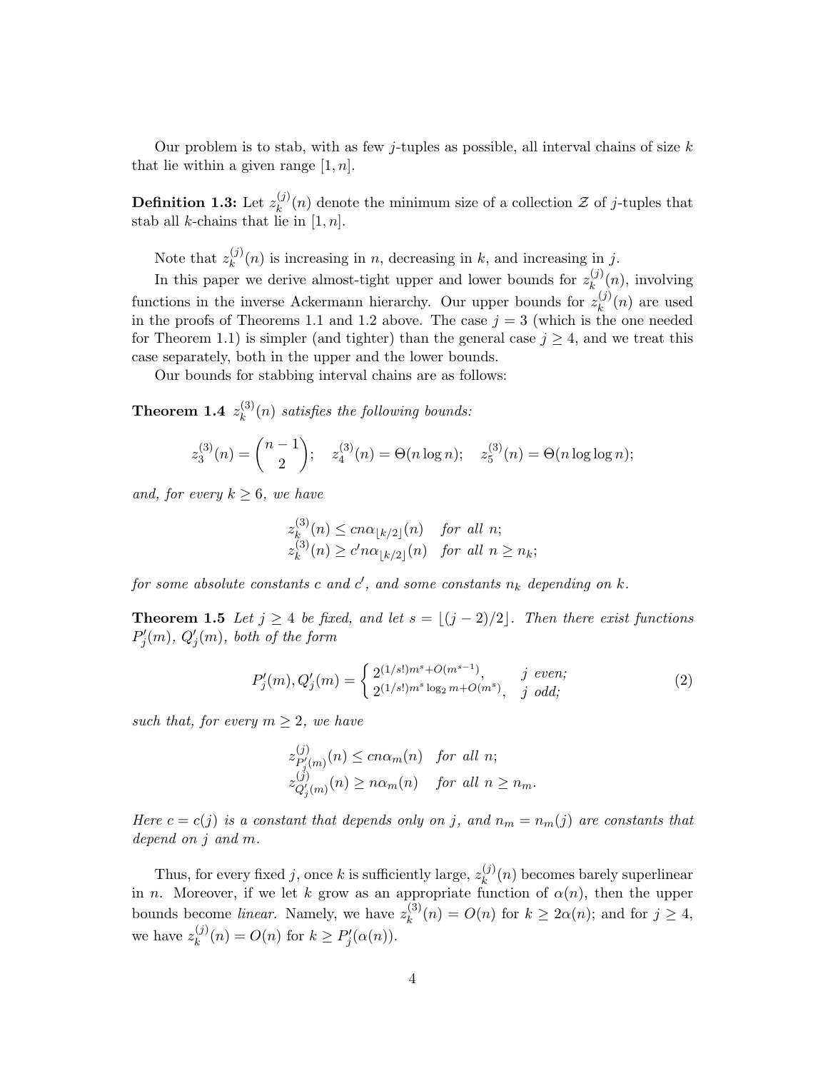Our problem is to stab, with as few $j$-tuples as possible, all interval chains of size $k$ that lie within a given range $[1, n]$.

**Definition 1.3:** Let $z_k^{(j)}(n)$ denote the minimum size of a collection $\mathcal{Z}$ of $j$-tuples that stab all $k$-chains that lie in $[1, n]$.

Note that $z_k^{(j)}(n)$ is increasing in $n$, decreasing in $k$, and increasing in $j$.

In this paper we derive almost-tight upper and lower bounds for $z_k^{(j)}(n)$, involving functions in the inverse Ackermann hierarchy. Our upper bounds for $z_k^{(j)}(n)$ are used in the proofs of Theorems 1.1 and 1.2 above. The case $j = 3$ (which is the one needed for Theorem 1.1) is simpler (and tighter) than the general case $j \geq 4$, and we treat this case separately, both in the upper and the lower bounds.

Our bounds for stabbing interval chains are as follows:

**Theorem 1.4** *$z_k^{(3)}(n)$ satisfies the following bounds:*

$$z_3^{(3)}(n) = \binom{n-1}{2}; \quad z_4^{(3)}(n) = \Theta(n \log n); \quad z_5^{(3)}(n) = \Theta(n \log \log n);$$

*and, for every $k \geq 6$, we have*

$$\begin{aligned} z_k^{(3)}(n) &\leq cn\alpha_{\lfloor k/2 \rfloor}(n) \quad \text{for all } n; \\ z_k^{(3)}(n) &\geq c'n\alpha_{\lfloor k/2 \rfloor}(n) \quad \text{for all } n \geq n_k; \end{aligned}$$

*for some absolute constants $c$ and $c'$, and some constants $n_k$ depending on $k$.*

**Theorem 1.5** *Let $j \geq 4$ be fixed, and let $s = \lfloor (j-2)/2 \rfloor$. Then there exist functions $P'_j(m)$, $Q'_j(m)$, both of the form*

$$P'_j(m), Q'_j(m) = \begin{cases} 2^{(1/s!)m^s + O(m^{s-1})}, & j \text{ even;} \\ 2^{(1/s!)m^s \log_2 m + O(m^s)}, & j \text{ odd;} \end{cases} \tag{2}$$

*such that, for every $m \geq 2$, we have*

$$\begin{aligned} z_{P'_j(m)}^{(j)}(n) &\leq cn\alpha_m(n) \quad \text{for all } n; \\ z_{Q'_j(m)}^{(j)}(n) &\geq n\alpha_m(n) \quad \text{for all } n \geq n_m. \end{aligned}$$

*Here $c = c(j)$ is a constant that depends only on $j$, and $n_m = n_m(j)$ are constants that depend on $j$ and $m$.*

Thus, for every fixed $j$, once $k$ is sufficiently large, $z_k^{(j)}(n)$ becomes barely superlinear in $n$. Moreover, if we let $k$ grow as an appropriate function of $\alpha(n)$, then the upper bounds become *linear*. Namely, we have $z_k^{(3)}(n) = O(n)$ for $k \geq 2\alpha(n)$; and for $j \geq 4$, we have $z_k^{(j)}(n) = O(n)$ for $k \geq P'_j(\alpha(n))$.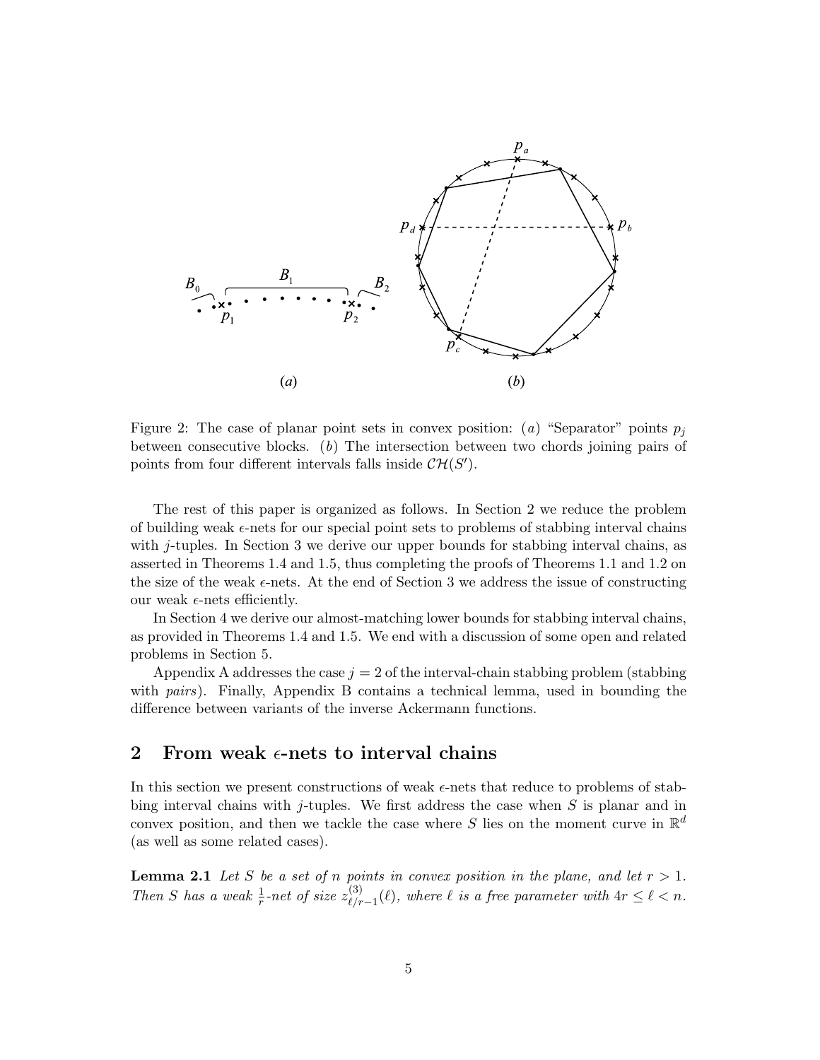Figure 2: The case of planar point sets in convex position: $(a)$ "Separator" points $p_j$ between consecutive blocks. $(b)$ The intersection between two chords joining pairs of points from four different intervals falls inside $\mathcal{CH}(S')$.

The rest of this paper is organized as follows. In Section 2 we reduce the problem of building weak $\epsilon$-nets for our special point sets to problems of stabbing interval chains with $j$-tuples. In Section 3 we derive our upper bounds for stabbing interval chains, as asserted in Theorems 1.4 and 1.5, thus completing the proofs of Theorems 1.1 and 1.2 on the size of the weak $\epsilon$-nets. At the end of Section 3 we address the issue of constructing our weak $\epsilon$-nets efficiently.

In Section 4 we derive our almost-matching lower bounds for stabbing interval chains, as provided in Theorems 1.4 and 1.5. We end with a discussion of some open and related problems in Section 5.

Appendix A addresses the case $j = 2$ of the interval-chain stabbing problem (stabbing with *pairs*). Finally, Appendix B contains a technical lemma, used in bounding the difference between variants of the inverse Ackermann functions.

## 2 From weak $\epsilon$-nets to interval chains

In this section we present constructions of weak $\epsilon$-nets that reduce to problems of stabbing interval chains with $j$-tuples. We first address the case when $S$ is planar and in convex position, and then we tackle the case where $S$ lies on the moment curve in $\mathbb{R}^d$ (as well as some related cases).

**Lemma 2.1** *Let $S$ be a set of $n$ points in convex position in the plane, and let $r > 1$. Then $S$ has a weak $\frac{1}{r}$-net of size $z^{(3)}_{\ell/r-1}(\ell)$, where $\ell$ is a free parameter with $4r \le \ell < n$.*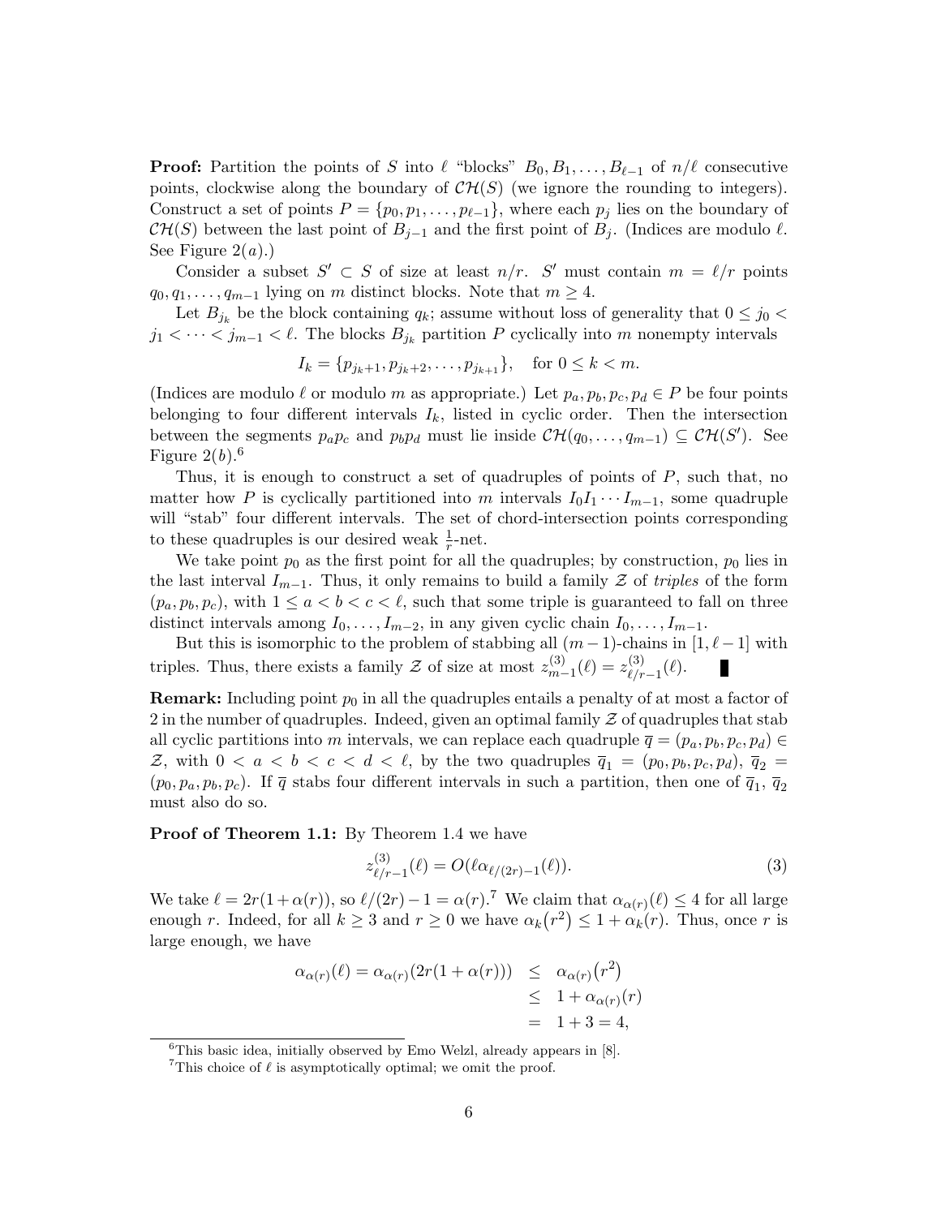**Proof:** Partition the points of $S$ into $\ell$ "blocks" $B_0, B_1, \ldots, B_{\ell-1}$ of $n/\ell$ consecutive points, clockwise along the boundary of $\mathcal{CH}(S)$ (we ignore the rounding to integers). Construct a set of points $P = \{p_0, p_1, \ldots, p_{\ell-1}\}$, where each $p_j$ lies on the boundary of $\mathcal{CH}(S)$ between the last point of $B_{j-1}$ and the first point of $B_j$. (Indices are modulo $\ell$. See Figure 2($a$).)

Consider a subset $S' \subset S$ of size at least $n/r$. $S'$ must contain $m = \ell/r$ points $q_0, q_1, \ldots, q_{m-1}$ lying on $m$ distinct blocks. Note that $m \geq 4$.

Let $B_{j_k}$ be the block containing $q_k$; assume without loss of generality that $0 \leq j_0 < j_1 < \cdots < j_{m-1} < \ell$. The blocks $B_{j_k}$ partition $P$ cyclically into $m$ nonempty intervals

$$I_k = \{p_{j_k+1}, p_{j_k+2}, \ldots, p_{j_{k+1}}\}, \quad \text{for } 0 \leq k < m.$$

(Indices are modulo $\ell$ or modulo $m$ as appropriate.) Let $p_a, p_b, p_c, p_d \in P$ be four points belonging to four different intervals $I_k$, listed in cyclic order. Then the intersection between the segments $p_a p_c$ and $p_b p_d$ must lie inside $\mathcal{CH}(q_0, \ldots, q_{m-1}) \subseteq \mathcal{CH}(S')$. See Figure 2($b$).[6]

Thus, it is enough to construct a set of quadruples of points of $P$, such that, no matter how $P$ is cyclically partitioned into $m$ intervals $I_0 I_1 \cdots I_{m-1}$, some quadruple will "stab" four different intervals. The set of chord-intersection points corresponding to these quadruples is our desired weak $\frac{1}{r}$-net.

We take point $p_0$ as the first point for all the quadruples; by construction, $p_0$ lies in the last interval $I_{m-1}$. Thus, it only remains to build a family $\mathcal{Z}$ of *triples* of the form $(p_a, p_b, p_c)$, with $1 \leq a < b < c < \ell$, such that some triple is guaranteed to fall on three distinct intervals among $I_0, \ldots, I_{m-2}$, in any given cyclic chain $I_0, \ldots, I_{m-1}$.

But this is isomorphic to the problem of stabbing all $(m-1)$-chains in $[1, \ell-1]$ with triples. Thus, there exists a family $\mathcal{Z}$ of size at most $z^{(3)}_{m-1}(\ell) = z^{(3)}_{\ell/r-1}(\ell)$. ∎

**Remark:** Including point $p_0$ in all the quadruples entails a penalty of at most a factor of 2 in the number of quadruples. Indeed, given an optimal family $\mathcal{Z}$ of quadruples that stab all cyclic partitions into $m$ intervals, we can replace each quadruple $\overline{q} = (p_a, p_b, p_c, p_d) \in \mathcal{Z}$, with $0 < a < b < c < d < \ell$, by the two quadruples $\overline{q}_1 = (p_0, p_b, p_c, p_d)$, $\overline{q}_2 = (p_0, p_a, p_b, p_c)$. If $\overline{q}$ stabs four different intervals in such a partition, then one of $\overline{q}_1$, $\overline{q}_2$ must also do so.

**Proof of Theorem 1.1:** By Theorem 1.4 we have

$$z^{(3)}_{\ell/r-1}(\ell) = O(\ell \alpha_{\ell/(2r)-1}(\ell)). \tag{3}$$

We take $\ell = 2r(1+\alpha(r))$, so $\ell/(2r) - 1 = \alpha(r)$.[7] We claim that $\alpha_{\alpha(r)}(\ell) \leq 4$ for all large enough $r$. Indeed, for all $k \geq 3$ and $r \geq 0$ we have $\alpha_k(r^2) \leq 1 + \alpha_k(r)$. Thus, once $r$ is large enough, we have

$$\begin{aligned} \alpha_{\alpha(r)}(\ell) = \alpha_{\alpha(r)}(2r(1+\alpha(r))) &\leq \alpha_{\alpha(r)}(r^2) \\ &\leq 1 + \alpha_{\alpha(r)}(r) \\ &= 1 + 3 = 4, \end{aligned}$$

[6] This basic idea, initially observed by Emo Welzl, already appears in [8].

[7] This choice of $\ell$ is asymptotically optimal; we omit the proof.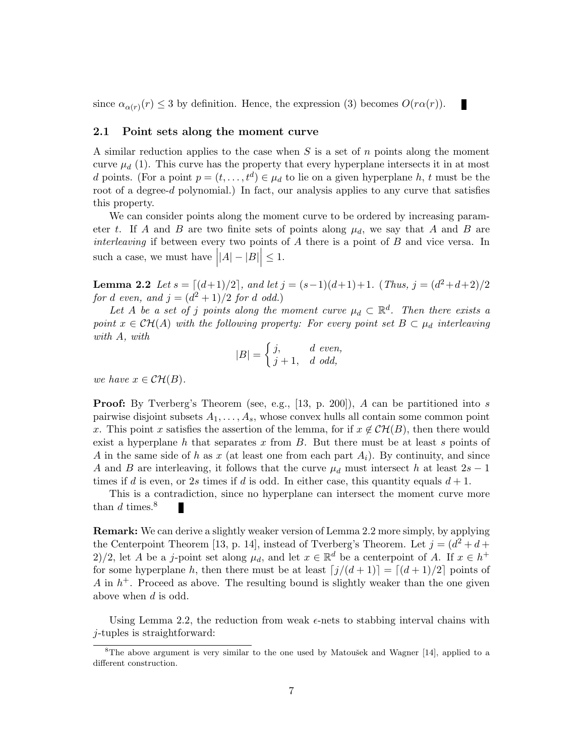since $\alpha_{\alpha(r)}(r) \leq 3$ by definition. Hence, the expression (3) becomes $O(r\alpha(r))$. ∎

### 2.1 Point sets along the moment curve

A similar reduction applies to the case when $S$ is a set of $n$ points along the moment curve $\mu_d$ (1). This curve has the property that every hyperplane intersects it in at most $d$ points. (For a point $p = (t, \ldots, t^d) \in \mu_d$ to lie on a given hyperplane $h$, $t$ must be the root of a degree-$d$ polynomial.) In fact, our analysis applies to any curve that satisfies this property.

We can consider points along the moment curve to be ordered by increasing parameter $t$. If $A$ and $B$ are two finite sets of points along $\mu_d$, we say that $A$ and $B$ are *interleaving* if between every two points of $A$ there is a point of $B$ and vice versa. In such a case, we must have $\big||A| - |B|\big| \leq 1$.

**Lemma 2.2** *Let $s = \lceil (d+1)/2 \rceil$, and let $j = (s-1)(d+1)+1$. (Thus, $j = (d^2+d+2)/2$ for $d$ even, and $j = (d^2+1)/2$ for $d$ odd.)*

*Let $A$ be a set of $j$ points along the moment curve $\mu_d \subset \mathbb{R}^d$. Then there exists a point $x \in \mathcal{CH}(A)$ with the following property: For every point set $B \subset \mu_d$ interleaving with $A$, with*

$$|B| = \begin{cases} j, & d \text{ even}, \\ j+1, & d \text{ odd}, \end{cases}$$

*we have $x \in \mathcal{CH}(B)$.*

**Proof:** By Tverberg's Theorem (see, e.g., [13, p. 200]), $A$ can be partitioned into $s$ pairwise disjoint subsets $A_1, \ldots, A_s$, whose convex hulls all contain some common point $x$. This point $x$ satisfies the assertion of the lemma, for if $x \notin \mathcal{CH}(B)$, then there would exist a hyperplane $h$ that separates $x$ from $B$. But there must be at least $s$ points of $A$ in the same side of $h$ as $x$ (at least one from each part $A_i$). By continuity, and since $A$ and $B$ are interleaving, it follows that the curve $\mu_d$ must intersect $h$ at least $2s-1$ times if $d$ is even, or $2s$ times if $d$ is odd. In either case, this quantity equals $d+1$.

This is a contradiction, since no hyperplane can intersect the moment curve more than $d$ times.[8] ∎

**Remark:** We can derive a slightly weaker version of Lemma 2.2 more simply, by applying the Centerpoint Theorem [13, p. 14], instead of Tverberg's Theorem. Let $j = (d^2+d+2)/2$, let $A$ be a $j$-point set along $\mu_d$, and let $x \in \mathbb{R}^d$ be a centerpoint of $A$. If $x \in h^+$ for some hyperplane $h$, then there must be at least $\lceil j/(d+1) \rceil = \lceil (d+1)/2 \rceil$ points of $A$ in $h^+$. Proceed as above. The resulting bound is slightly weaker than the one given above when $d$ is odd.

Using Lemma 2.2, the reduction from weak $\epsilon$-nets to stabbing interval chains with $j$-tuples is straightforward:

[8] The above argument is very similar to the one used by Matoušek and Wagner [14], applied to a different construction.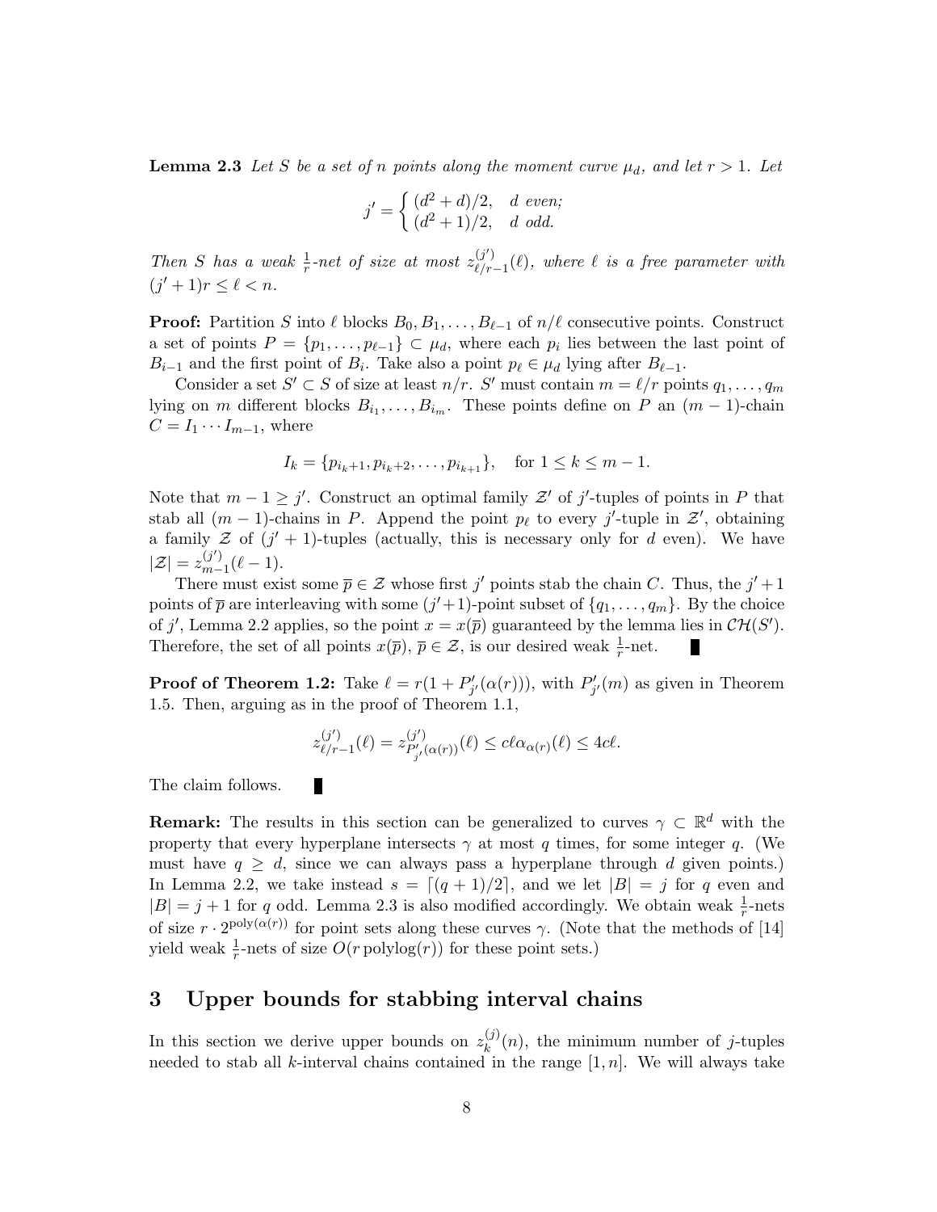**Lemma 2.3** *Let $S$ be a set of $n$ points along the moment curve $\mu_d$, and let $r > 1$. Let*

$$j' = \begin{cases} (d^2+d)/2, & d \text{ even;} \\ (d^2+1)/2, & d \text{ odd.} \end{cases}$$

*Then $S$ has a weak $\frac{1}{r}$-net of size at most $z^{(j')}_{\ell/r-1}(\ell)$, where $\ell$ is a free parameter with $(j'+1)r \le \ell < n$.*

**Proof:** Partition $S$ into $\ell$ blocks $B_0, B_1, \ldots, B_{\ell-1}$ of $n/\ell$ consecutive points. Construct a set of points $P = \{p_1, \ldots, p_{\ell-1}\} \subset \mu_d$, where each $p_i$ lies between the last point of $B_{i-1}$ and the first point of $B_i$. Take also a point $p_\ell \in \mu_d$ lying after $B_{\ell-1}$.

Consider a set $S' \subset S$ of size at least $n/r$. $S'$ must contain $m = \ell/r$ points $q_1, \ldots, q_m$ lying on $m$ different blocks $B_{i_1}, \ldots, B_{i_m}$. These points define on $P$ an $(m-1)$-chain $C = I_1 \cdots I_{m-1}$, where

$$I_k = \{p_{i_k+1}, p_{i_k+2}, \ldots, p_{i_{k+1}}\}, \quad \text{for } 1 \le k \le m-1.$$

Note that $m - 1 \ge j'$. Construct an optimal family $\mathcal{Z}'$ of $j'$-tuples of points in $P$ that stab all $(m-1)$-chains in $P$. Append the point $p_\ell$ to every $j'$-tuple in $\mathcal{Z}'$, obtaining a family $\mathcal{Z}$ of $(j'+1)$-tuples (actually, this is necessary only for $d$ even). We have $|\mathcal{Z}| = z^{(j')}_{m-1}(\ell - 1)$.

There must exist some $\overline{p} \in \mathcal{Z}$ whose first $j'$ points stab the chain $C$. Thus, the $j'+1$ points of $\overline{p}$ are interleaving with some $(j'+1)$-point subset of $\{q_1, \ldots, q_m\}$. By the choice of $j'$, Lemma 2.2 applies, so the point $x = x(\overline{p})$ guaranteed by the lemma lies in $\mathcal{CH}(S')$. Therefore, the set of all points $x(\overline{p})$, $\overline{p} \in \mathcal{Z}$, is our desired weak $\frac{1}{r}$-net. ∎

**Proof of Theorem 1.2:** Take $\ell = r(1 + P'_{j'}(\alpha(r)))$, with $P'_{j'}(m)$ as given in Theorem 1.5. Then, arguing as in the proof of Theorem 1.1,

$$z^{(j')}_{\ell/r-1}(\ell) = z^{(j')}_{P'_{j'}(\alpha(r))}(\ell) \le c\ell\alpha_{\alpha(r)}(\ell) \le 4c\ell.$$

The claim follows. ∎

**Remark:** The results in this section can be generalized to curves $\gamma \subset \mathbb{R}^d$ with the property that every hyperplane intersects $\gamma$ at most $q$ times, for some integer $q$. (We must have $q \ge d$, since we can always pass a hyperplane through $d$ given points.) In Lemma 2.2, we take instead $s = \lceil (q+1)/2 \rceil$, and we let $|B| = j$ for $q$ even and $|B| = j+1$ for $q$ odd. Lemma 2.3 is also modified accordingly. We obtain weak $\frac{1}{r}$-nets of size $r \cdot 2^{\mathrm{poly}(\alpha(r))}$ for point sets along these curves $\gamma$. (Note that the methods of [14] yield weak $\frac{1}{r}$-nets of size $O(r \,\mathrm{polylog}(r))$ for these point sets.)

## 3 Upper bounds for stabbing interval chains

In this section we derive upper bounds on $z^{(j)}_k(n)$, the minimum number of $j$-tuples needed to stab all $k$-interval chains contained in the range $[1, n]$. We will always take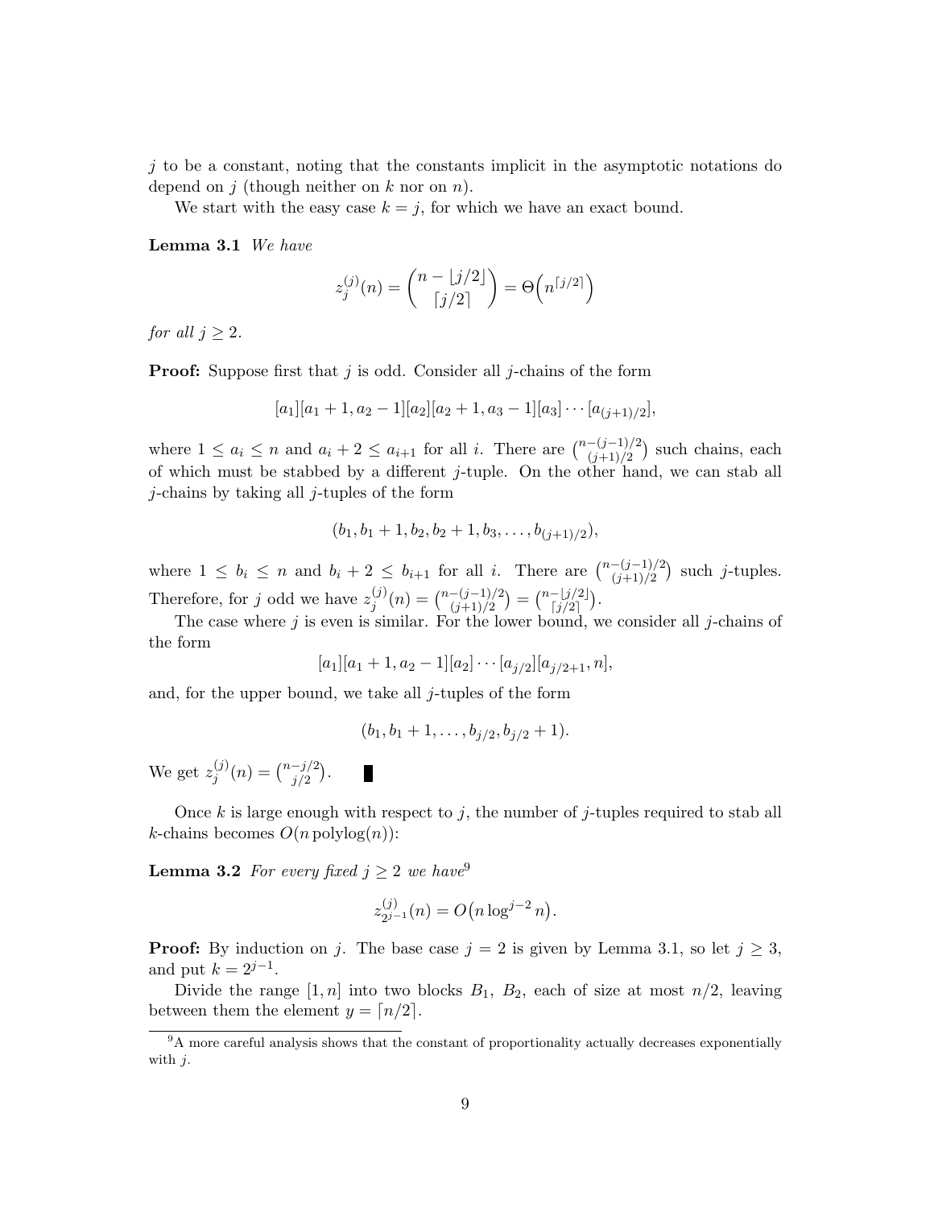$j$ to be a constant, noting that the constants implicit in the asymptotic notations do depend on $j$ (though neither on $k$ nor on $n$).

We start with the easy case $k = j$, for which we have an exact bound.

**Lemma 3.1** *We have*

$$z_j^{(j)}(n) = \binom{n - \lfloor j/2 \rfloor}{\lceil j/2 \rceil} = \Theta\Big(n^{\lceil j/2 \rceil}\Big)$$

*for all* $j \geq 2$.

**Proof:** Suppose first that $j$ is odd. Consider all $j$-chains of the form

$$[a_1][a_1 + 1, a_2 - 1][a_2][a_2 + 1, a_3 - 1][a_3] \cdots [a_{(j+1)/2}],$$

where $1 \leq a_i \leq n$ and $a_i + 2 \leq a_{i+1}$ for all $i$. There are $\binom{n-(j-1)/2}{(j+1)/2}$ such chains, each of which must be stabbed by a different $j$-tuple. On the other hand, we can stab all $j$-chains by taking all $j$-tuples of the form

$$(b_1, b_1 + 1, b_2, b_2 + 1, b_3, \ldots, b_{(j+1)/2}),$$

where $1 \leq b_i \leq n$ and $b_i + 2 \leq b_{i+1}$ for all $i$. There are $\binom{n-(j-1)/2}{(j+1)/2}$ such $j$-tuples. Therefore, for $j$ odd we have $z_j^{(j)}(n) = \binom{n-(j-1)/2}{(j+1)/2} = \binom{n-\lfloor j/2 \rfloor}{\lceil j/2 \rceil}$.

The case where $j$ is even is similar. For the lower bound, we consider all $j$-chains of the form

$$[a_1][a_1 + 1, a_2 - 1][a_2] \cdots [a_{j/2}][a_{j/2+1}, n],$$

and, for the upper bound, we take all $j$-tuples of the form

$$(b_1, b_1 + 1, \ldots, b_{j/2}, b_{j/2} + 1).$$

We get $z_j^{(j)}(n) = \binom{n-j/2}{j/2}$. ∎

Once $k$ is large enough with respect to $j$, the number of $j$-tuples required to stab all $k$-chains becomes $O(n \operatorname{polylog}(n))$:

**Lemma 3.2** *For every fixed* $j \geq 2$ *we have*[9]

$$z_{2^{j-1}}^{(j)}(n) = O\big(n \log^{j-2} n\big).$$

**Proof:** By induction on $j$. The base case $j = 2$ is given by Lemma 3.1, so let $j \geq 3$, and put $k = 2^{j-1}$.

Divide the range $[1, n]$ into two blocks $B_1$, $B_2$, each of size at most $n/2$, leaving between them the element $y = \lceil n/2 \rceil$.

[9] A more careful analysis shows that the constant of proportionality actually decreases exponentially with $j$.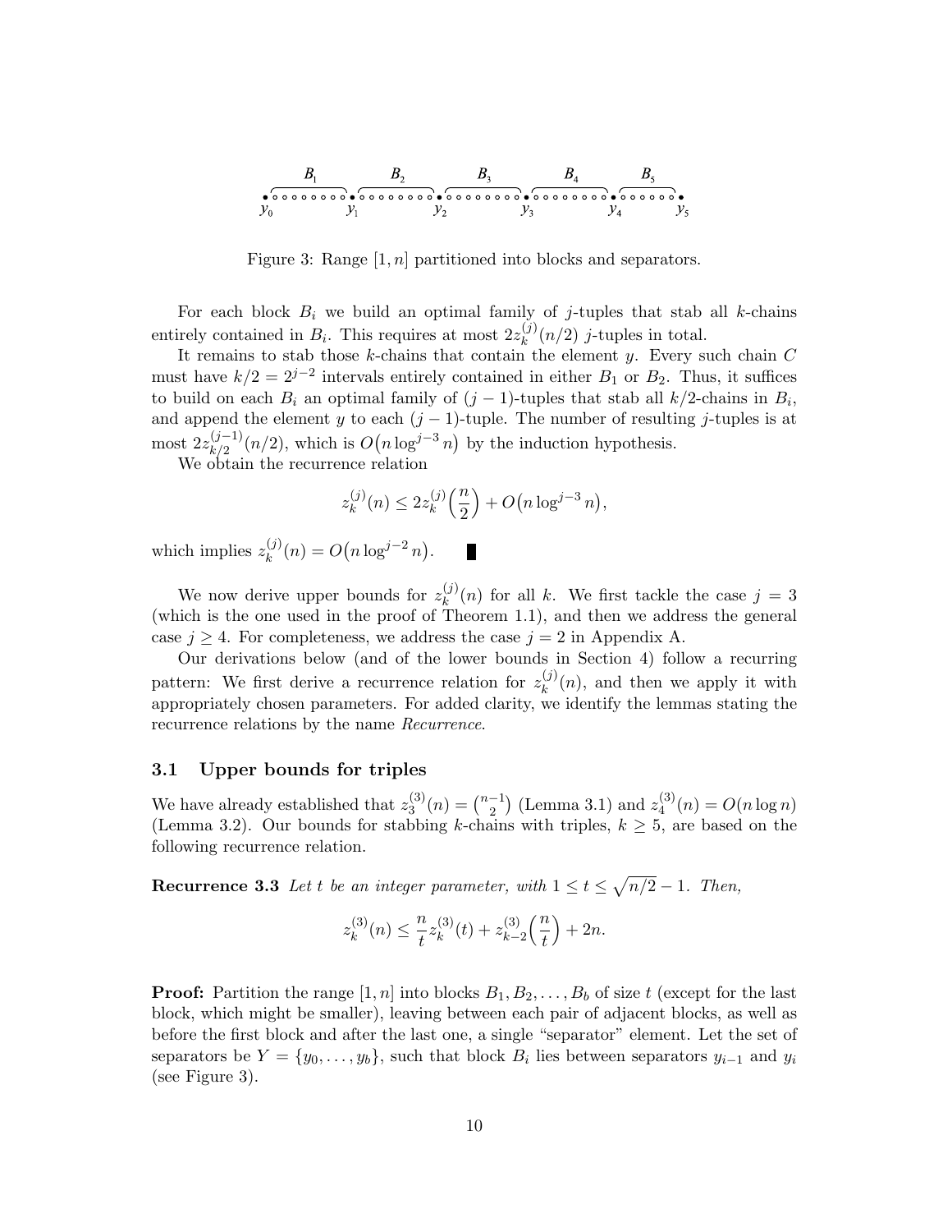Figure 3: Range $[1, n]$ partitioned into blocks and separators.

For each block $B_i$ we build an optimal family of $j$-tuples that stab all $k$-chains entirely contained in $B_i$. This requires at most $2z_k^{(j)}(n/2)$ $j$-tuples in total.

It remains to stab those $k$-chains that contain the element $y$. Every such chain $C$ must have $k/2 = 2^{j-2}$ intervals entirely contained in either $B_1$ or $B_2$. Thus, it suffices to build on each $B_i$ an optimal family of $(j-1)$-tuples that stab all $k/2$-chains in $B_i$, and append the element $y$ to each $(j-1)$-tuple. The number of resulting $j$-tuples is at most $2z_{k/2}^{(j-1)}(n/2)$, which is $O\big(n \log^{j-3} n\big)$ by the induction hypothesis.

We obtain the recurrence relation

$$z_k^{(j)}(n) \le 2z_k^{(j)}\Big(\frac{n}{2}\Big) + O\big(n \log^{j-3} n\big),$$

which implies $z_k^{(j)}(n) = O\big(n \log^{j-2} n\big)$. ∎

We now derive upper bounds for $z_k^{(j)}(n)$ for all $k$. We first tackle the case $j = 3$ (which is the one used in the proof of Theorem 1.1), and then we address the general case $j \ge 4$. For completeness, we address the case $j = 2$ in Appendix A.

Our derivations below (and of the lower bounds in Section 4) follow a recurring pattern: We first derive a recurrence relation for $z_k^{(j)}(n)$, and then we apply it with appropriately chosen parameters. For added clarity, we identify the lemmas stating the recurrence relations by the name *Recurrence*.

### 3.1 Upper bounds for triples

We have already established that $z_3^{(3)}(n) = \binom{n-1}{2}$ (Lemma 3.1) and $z_4^{(3)}(n) = O(n \log n)$ (Lemma 3.2). Our bounds for stabbing $k$-chains with triples, $k \ge 5$, are based on the following recurrence relation.

**Recurrence 3.3** *Let $t$ be an integer parameter, with $1 \le t \le \sqrt{n/2} - 1$. Then,*

$$z_k^{(3)}(n) \le \frac{n}{t} z_k^{(3)}(t) + z_{k-2}^{(3)}\Big(\frac{n}{t}\Big) + 2n.$$

**Proof:** Partition the range $[1, n]$ into blocks $B_1, B_2, \ldots, B_b$ of size $t$ (except for the last block, which might be smaller), leaving between each pair of adjacent blocks, as well as before the first block and after the last one, a single "separator" element. Let the set of separators be $Y = \{y_0, \ldots, y_b\}$, such that block $B_i$ lies between separators $y_{i-1}$ and $y_i$ (see Figure 3).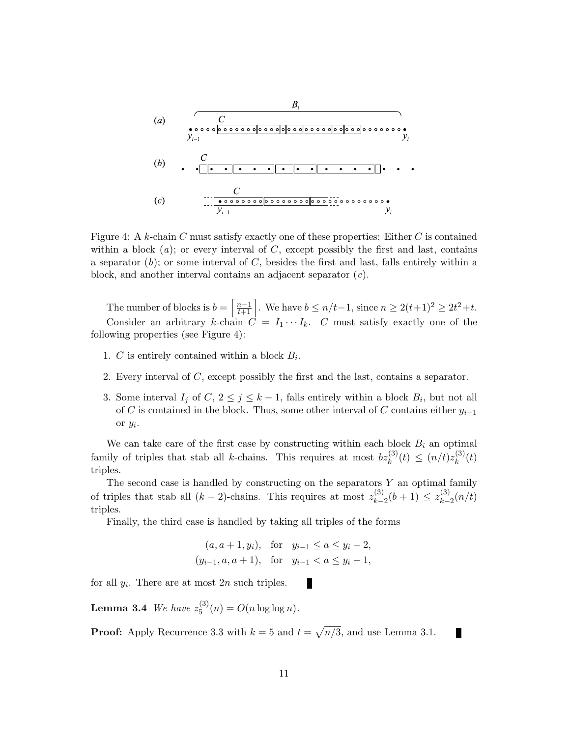Figure 4: A $k$-chain $C$ must satisfy exactly one of these properties: Either $C$ is contained within a block $(a)$; or every interval of $C$, except possibly the first and last, contains a separator $(b)$; or some interval of $C$, besides the first and last, falls entirely within a block, and another interval contains an adjacent separator $(c)$.

The number of blocks is $b = \left\lceil \frac{n-1}{t+1} \right\rceil$. We have $b \leq n/t - 1$, since $n \geq 2(t+1)^2 \geq 2t^2 + t$.

Consider an arbitrary $k$-chain $C = I_1 \cdots I_k$. $C$ must satisfy exactly one of the following properties (see Figure 4):

1. $C$ is entirely contained within a block $B_i$.
2. Every interval of $C$, except possibly the first and the last, contains a separator.
3. Some interval $I_j$ of $C$, $2 \leq j \leq k-1$, falls entirely within a block $B_i$, but not all of $C$ is contained in the block. Thus, some other interval of $C$ contains either $y_{i-1}$ or $y_i$.

We can take care of the first case by constructing within each block $B_i$ an optimal family of triples that stab all $k$-chains. This requires at most $b z_k^{(3)}(t) \leq (n/t) z_k^{(3)}(t)$ triples.

The second case is handled by constructing on the separators $Y$ an optimal family of triples that stab all $(k-2)$-chains. This requires at most $z_{k-2}^{(3)}(b+1) \leq z_{k-2}^{(3)}(n/t)$ triples.

Finally, the third case is handled by taking all triples of the forms

$$
\begin{aligned}
(a, a+1, y_i), \quad &\text{for} \quad y_{i-1} \leq a \leq y_i - 2, \\
(y_{i-1}, a, a+1), \quad &\text{for} \quad y_{i-1} < a \leq y_i - 1,
\end{aligned}
$$

for all $y_i$. There are at most $2n$ such triples. ∎

**Lemma 3.4** *We have $z_5^{(3)}(n) = O(n \log \log n)$.*

**Proof:** Apply Recurrence 3.3 with $k = 5$ and $t = \sqrt{n/3}$, and use Lemma 3.1. ∎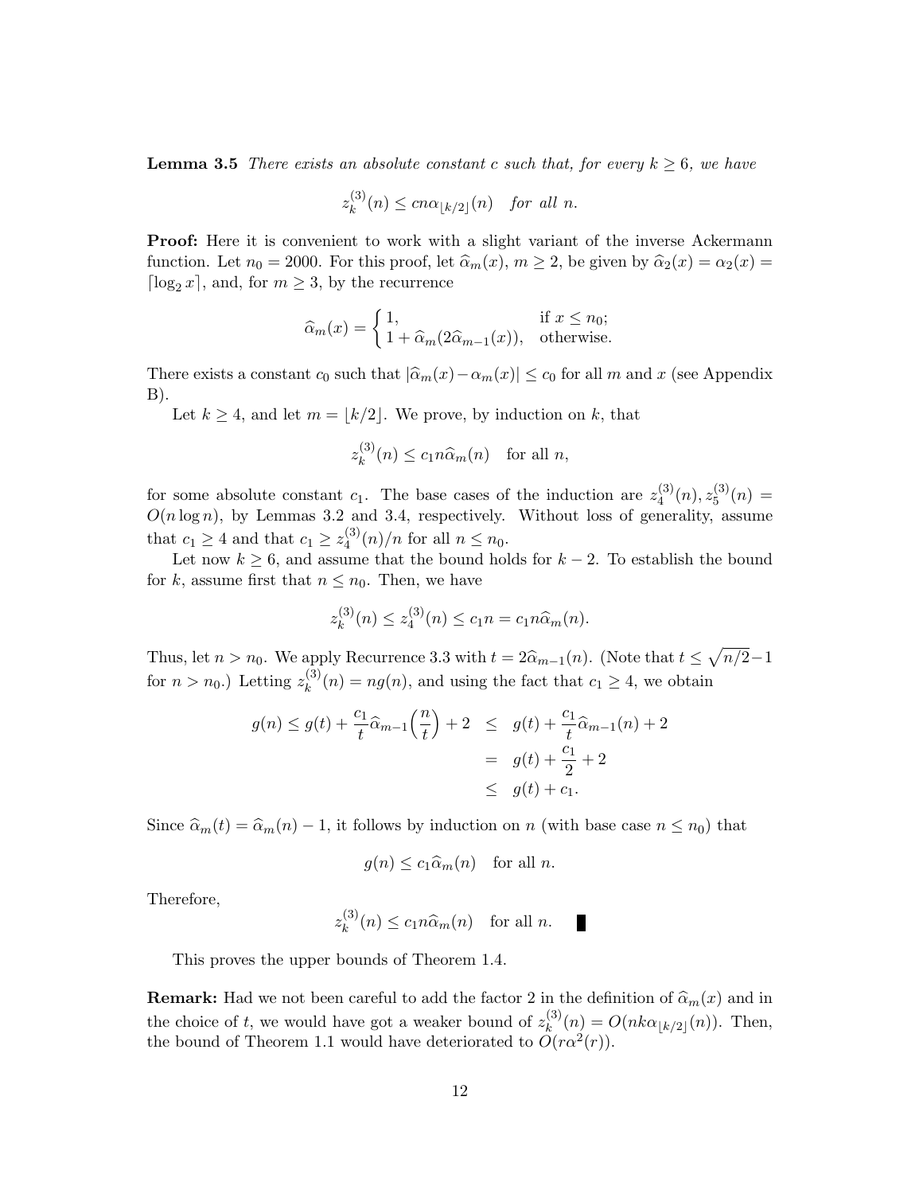**Lemma 3.5** *There exists an absolute constant $c$ such that, for every $k \geq 6$, we have*

$$z_k^{(3)}(n) \leq cn\alpha_{\lfloor k/2 \rfloor}(n) \quad \textit{for all } n.$$

**Proof:** Here it is convenient to work with a slight variant of the inverse Ackermann function. Let $n_0 = 2000$. For this proof, let $\widehat{\alpha}_m(x)$, $m \geq 2$, be given by $\widehat{\alpha}_2(x) = \alpha_2(x) = \lceil \log_2 x \rceil$, and, for $m \geq 3$, by the recurrence

$$\widehat{\alpha}_m(x) = \begin{cases} 1, & \text{if } x \leq n_0; \\ 1 + \widehat{\alpha}_m(2\widehat{\alpha}_{m-1}(x)), & \text{otherwise.} \end{cases}$$

There exists a constant $c_0$ such that $|\widehat{\alpha}_m(x) - \alpha_m(x)| \leq c_0$ for all $m$ and $x$ (see Appendix B).

Let $k \geq 4$, and let $m = \lfloor k/2 \rfloor$. We prove, by induction on $k$, that

$$z_k^{(3)}(n) \leq c_1 n \widehat{\alpha}_m(n) \quad \text{for all } n,$$

for some absolute constant $c_1$. The base cases of the induction are $z_4^{(3)}(n), z_5^{(3)}(n) = O(n \log n)$, by Lemmas 3.2 and 3.4, respectively. Without loss of generality, assume that $c_1 \geq 4$ and that $c_1 \geq z_4^{(3)}(n)/n$ for all $n \leq n_0$.

Let now $k \geq 6$, and assume that the bound holds for $k-2$. To establish the bound for $k$, assume first that $n \leq n_0$. Then, we have

$$z_k^{(3)}(n) \leq z_4^{(3)}(n) \leq c_1 n = c_1 n \widehat{\alpha}_m(n).$$

Thus, let $n > n_0$. We apply Recurrence 3.3 with $t = 2\widehat{\alpha}_{m-1}(n)$. (Note that $t \leq \sqrt{n/2} - 1$ for $n > n_0$.) Letting $z_k^{(3)}(n) = ng(n)$, and using the fact that $c_1 \geq 4$, we obtain

$$\begin{aligned} g(n) \leq g(t) + \frac{c_1}{t}\widehat{\alpha}_{m-1}\Big(\frac{n}{t}\Big) + 2 \quad &\leq \quad g(t) + \frac{c_1}{t}\widehat{\alpha}_{m-1}(n) + 2 \\ &= \quad g(t) + \frac{c_1}{2} + 2 \\ &\leq \quad g(t) + c_1. \end{aligned}$$

Since $\widehat{\alpha}_m(t) = \widehat{\alpha}_m(n) - 1$, it follows by induction on $n$ (with base case $n \leq n_0$) that

$$g(n) \leq c_1 \widehat{\alpha}_m(n) \quad \text{for all } n.$$

Therefore,

$$z_k^{(3)}(n) \leq c_1 n \widehat{\alpha}_m(n) \quad \text{for all } n. \quad \blacksquare$$

This proves the upper bounds of Theorem 1.4.

**Remark:** Had we not been careful to add the factor 2 in the definition of $\widehat{\alpha}_m(x)$ and in the choice of $t$, we would have got a weaker bound of $z_k^{(3)}(n) = O(nk\alpha_{\lfloor k/2 \rfloor}(n))$. Then, the bound of Theorem 1.1 would have deteriorated to $O(r\alpha^2(r))$.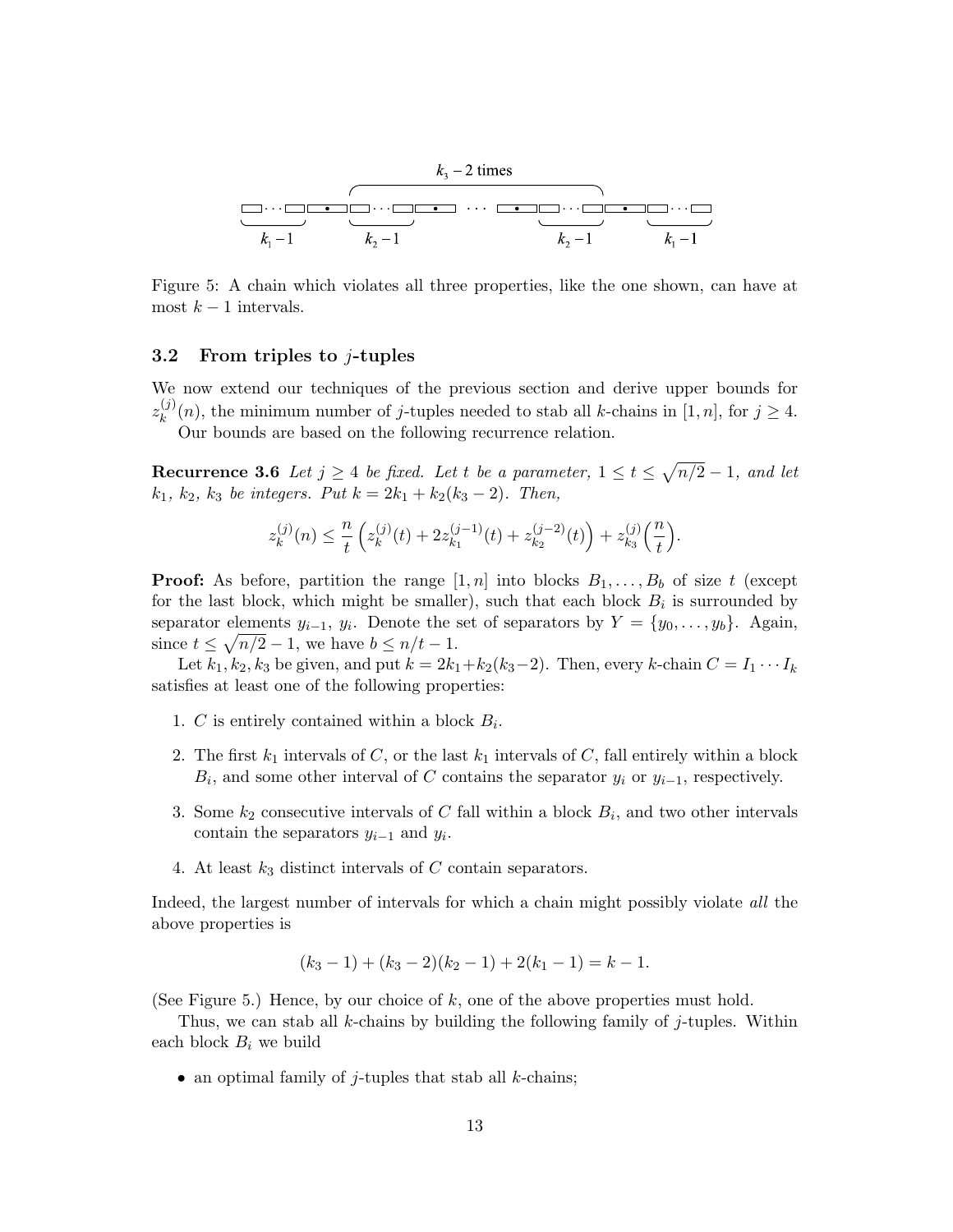Figure 5: A chain which violates all three properties, like the one shown, can have at most $k-1$ intervals.

### 3.2 From triples to $j$-tuples

We now extend our techniques of the previous section and derive upper bounds for $z_k^{(j)}(n)$, the minimum number of $j$-tuples needed to stab all $k$-chains in $[1,n]$, for $j \geq 4$.

Our bounds are based on the following recurrence relation.

**Recurrence 3.6** *Let $j \geq 4$ be fixed. Let $t$ be a parameter, $1 \leq t \leq \sqrt{n/2} - 1$, and let $k_1$, $k_2$, $k_3$ be integers. Put $k = 2k_1 + k_2(k_3 - 2)$. Then,*

$$z_k^{(j)}(n) \leq \frac{n}{t}\left(z_k^{(j)}(t) + 2z_{k_1}^{(j-1)}(t) + z_{k_2}^{(j-2)}(t)\right) + z_{k_3}^{(j)}\left(\frac{n}{t}\right).$$

**Proof:** As before, partition the range $[1,n]$ into blocks $B_1, \ldots, B_b$ of size $t$ (except for the last block, which might be smaller), such that each block $B_i$ is surrounded by separator elements $y_{i-1}$, $y_i$. Denote the set of separators by $Y = \{y_0, \ldots, y_b\}$. Again, since $t \leq \sqrt{n/2} - 1$, we have $b \leq n/t - 1$.

Let $k_1, k_2, k_3$ be given, and put $k = 2k_1 + k_2(k_3 - 2)$. Then, every $k$-chain $C = I_1 \cdots I_k$ satisfies at least one of the following properties:

1. $C$ is entirely contained within a block $B_i$.
2. The first $k_1$ intervals of $C$, or the last $k_1$ intervals of $C$, fall entirely within a block $B_i$, and some other interval of $C$ contains the separator $y_i$ or $y_{i-1}$, respectively.
3. Some $k_2$ consecutive intervals of $C$ fall within a block $B_i$, and two other intervals contain the separators $y_{i-1}$ and $y_i$.
4. At least $k_3$ distinct intervals of $C$ contain separators.

Indeed, the largest number of intervals for which a chain might possibly violate *all* the above properties is

$$(k_3 - 1) + (k_3 - 2)(k_2 - 1) + 2(k_1 - 1) = k - 1.$$

(See Figure 5.) Hence, by our choice of $k$, one of the above properties must hold.

Thus, we can stab all $k$-chains by building the following family of $j$-tuples. Within each block $B_i$ we build

- an optimal family of $j$-tuples that stab all $k$-chains;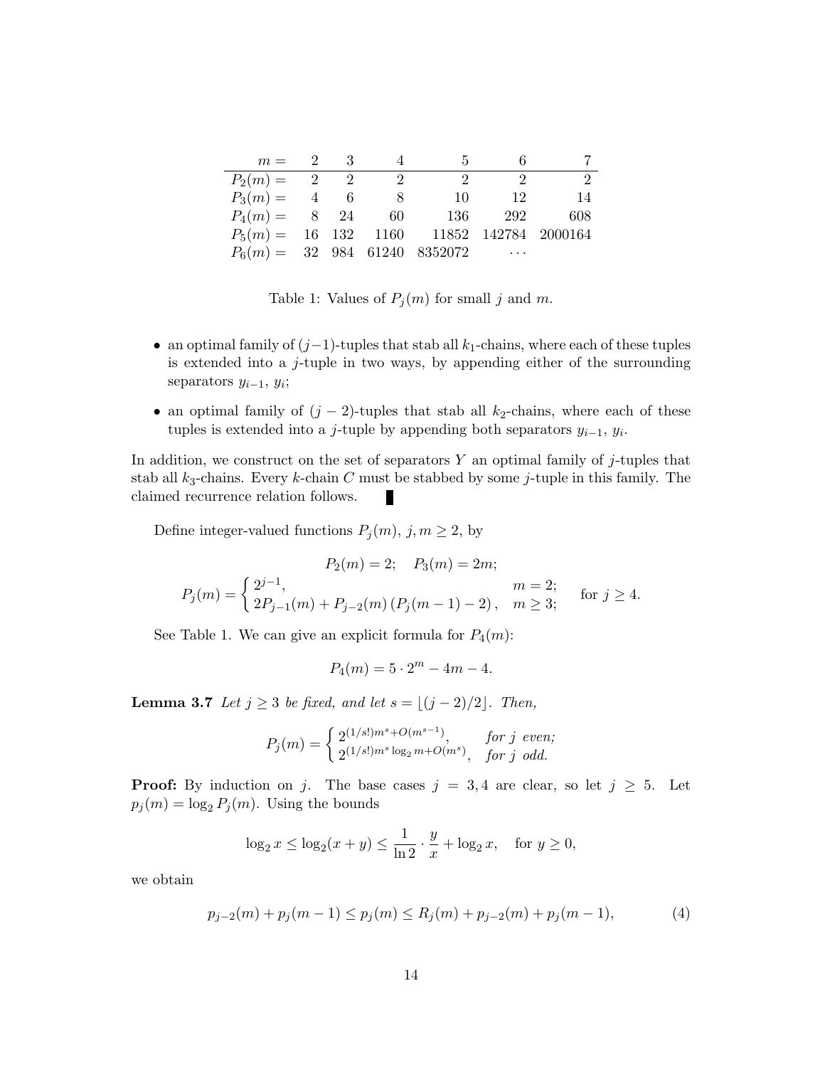| $m =$ | 2 | 3 | 4 | 5 | 6 | 7 |
|---|---|---|---|---|---|---|
| $P_2(m) =$ | 2 | 2 | 2 | 2 | 2 | 2 |
| $P_3(m) =$ | 4 | 6 | 8 | 10 | 12 | 14 |
| $P_4(m) =$ | 8 | 24 | 60 | 136 | 292 | 608 |
| $P_5(m) =$ | 16 | 132 | 1160 | 11852 | 142784 | 2000164 |
| $P_6(m) =$ | 32 | 984 | 61240 | 8352072 | $\cdots$ | |

Table 1: Values of $P_j(m)$ for small $j$ and $m$.

- an optimal family of $(j-1)$-tuples that stab all $k_1$-chains, where each of these tuples is extended into a $j$-tuple in two ways, by appending either of the surrounding separators $y_{i-1}$, $y_i$;
- an optimal family of $(j-2)$-tuples that stab all $k_2$-chains, where each of these tuples is extended into a $j$-tuple by appending both separators $y_{i-1}$, $y_i$.

In addition, we construct on the set of separators $Y$ an optimal family of $j$-tuples that stab all $k_3$-chains. Every $k$-chain $C$ must be stabbed by some $j$-tuple in this family. The claimed recurrence relation follows. ∎

Define integer-valued functions $P_j(m)$, $j, m \geq 2$, by

$$P_2(m) = 2; \quad P_3(m) = 2m;$$

$$P_j(m) = \begin{cases} 2^{j-1}, & m = 2; \\ 2P_{j-1}(m) + P_{j-2}(m)\left(P_j(m-1) - 2\right), & m \geq 3; \end{cases} \quad \text{for } j \geq 4.$$

See Table 1. We can give an explicit formula for $P_4(m)$:

$$P_4(m) = 5 \cdot 2^m - 4m - 4.$$

**Lemma 3.7** *Let $j \geq 3$ be fixed, and let $s = \lfloor (j-2)/2 \rfloor$. Then,*

$$P_j(m) = \begin{cases} 2^{(1/s!)m^s + O(m^{s-1})}, & \text{for } j \text{ even;} \\ 2^{(1/s!)m^s \log_2 m + O(m^s)}, & \text{for } j \text{ odd.} \end{cases}$$

**Proof:** By induction on $j$. The base cases $j = 3, 4$ are clear, so let $j \geq 5$. Let $p_j(m) = \log_2 P_j(m)$. Using the bounds

$$\log_2 x \leq \log_2(x+y) \leq \frac{1}{\ln 2} \cdot \frac{y}{x} + \log_2 x, \quad \text{for } y \geq 0,$$

we obtain

$$p_{j-2}(m) + p_j(m-1) \leq p_j(m) \leq R_j(m) + p_{j-2}(m) + p_j(m-1), \tag{4}$$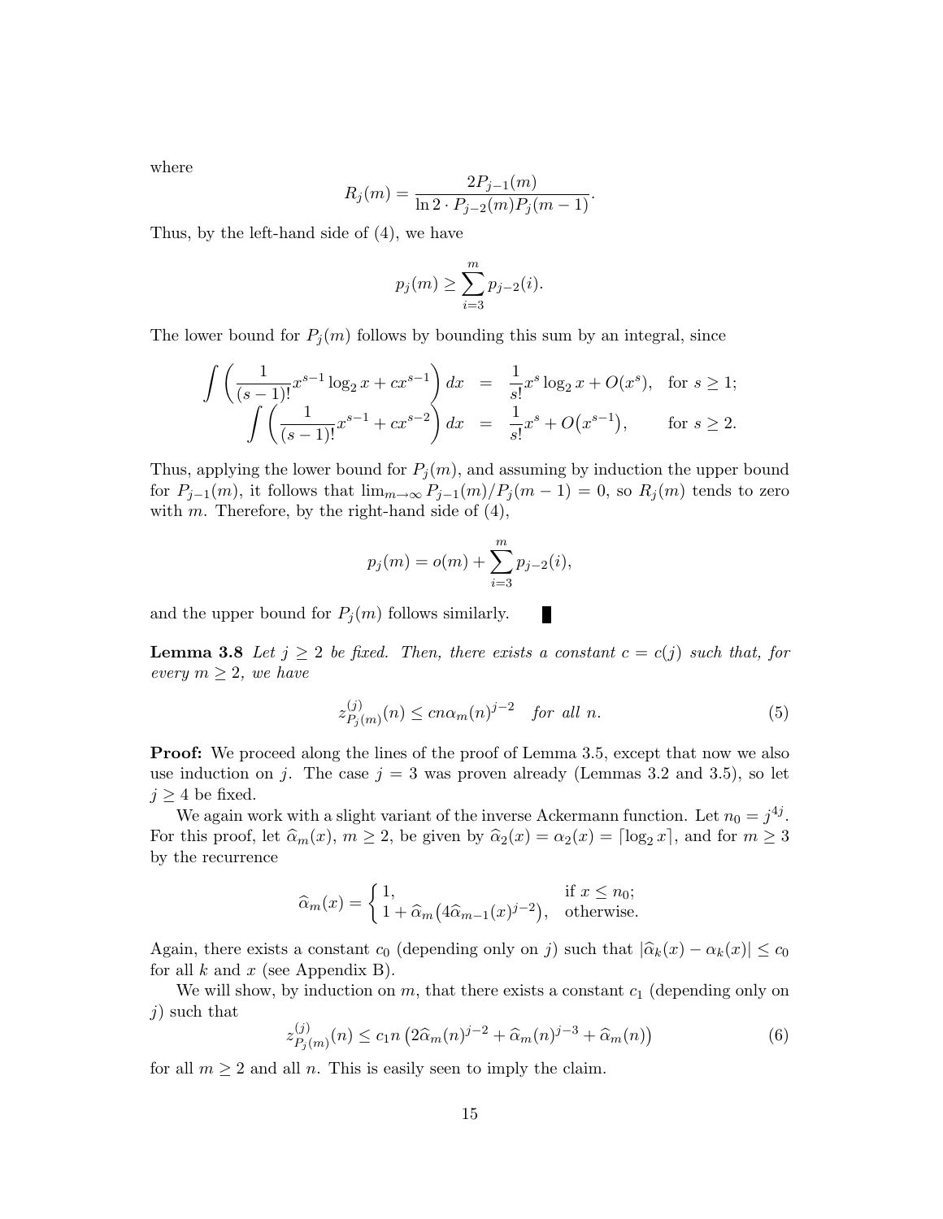where

$$R_j(m) = \frac{2P_{j-1}(m)}{\ln 2 \cdot P_{j-2}(m) P_j(m-1)}.$$

Thus, by the left-hand side of (4), we have

$$p_j(m) \ge \sum_{i=3}^{m} p_{j-2}(i).$$

The lower bound for $P_j(m)$ follows by bounding this sum by an integral, since

$$\begin{aligned}
\int \left( \frac{1}{(s-1)!} x^{s-1} \log_2 x + c x^{s-1} \right) dx &= \frac{1}{s!} x^s \log_2 x + O(x^s), \quad \text{for } s \ge 1; \\
\int \left( \frac{1}{(s-1)!} x^{s-1} + c x^{s-2} \right) dx &= \frac{1}{s!} x^s + O\big(x^{s-1}\big), \qquad \text{for } s \ge 2.
\end{aligned}$$

Thus, applying the lower bound for $P_j(m)$, and assuming by induction the upper bound for $P_{j-1}(m)$, it follows that $\lim_{m\to\infty} P_{j-1}(m)/P_j(m-1) = 0$, so $R_j(m)$ tends to zero with $m$. Therefore, by the right-hand side of (4),

$$p_j(m) = o(m) + \sum_{i=3}^{m} p_{j-2}(i),$$

and the upper bound for $P_j(m)$ follows similarly. ∎

**Lemma 3.8** *Let $j \ge 2$ be fixed. Then, there exists a constant $c = c(j)$ such that, for every $m \ge 2$, we have*

$$z^{(j)}_{P_j(m)}(n) \le cn\alpha_m(n)^{j-2} \quad \text{for all } n. \tag{5}$$

**Proof:** We proceed along the lines of the proof of Lemma 3.5, except that now we also use induction on $j$. The case $j = 3$ was proven already (Lemmas 3.2 and 3.5), so let $j \ge 4$ be fixed.

We again work with a slight variant of the inverse Ackermann function. Let $n_0 = j^{4j}$. For this proof, let $\widehat{\alpha}_m(x)$, $m \ge 2$, be given by $\widehat{\alpha}_2(x) = \alpha_2(x) = \lceil \log_2 x \rceil$, and for $m \ge 3$ by the recurrence

$$\widehat{\alpha}_m(x) = \begin{cases} 1, & \text{if } x \le n_0; \\ 1 + \widehat{\alpha}_m\big(4\widehat{\alpha}_{m-1}(x)^{j-2}\big), & \text{otherwise.} \end{cases}$$

Again, there exists a constant $c_0$ (depending only on $j$) such that $|\widehat{\alpha}_k(x) - \alpha_k(x)| \le c_0$ for all $k$ and $x$ (see Appendix B).

We will show, by induction on $m$, that there exists a constant $c_1$ (depending only on $j$) such that

$$z^{(j)}_{P_j(m)}(n) \le c_1 n \left( 2\widehat{\alpha}_m(n)^{j-2} + \widehat{\alpha}_m(n)^{j-3} + \widehat{\alpha}_m(n) \right) \tag{6}$$

for all $m \ge 2$ and all $n$. This is easily seen to imply the claim.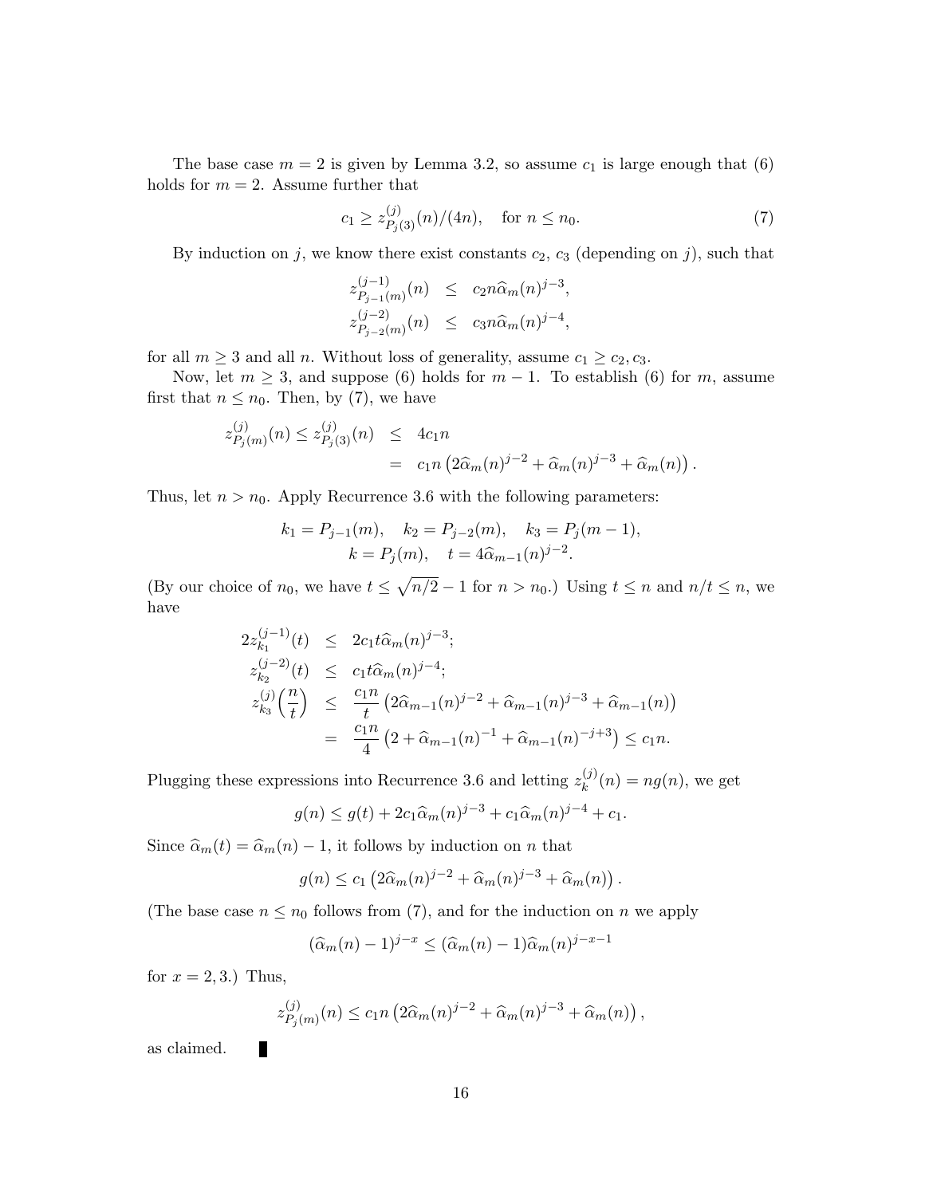The base case $m = 2$ is given by Lemma 3.2, so assume $c_1$ is large enough that (6) holds for $m = 2$. Assume further that

$$c_1 \geq z^{(j)}_{P_j(3)}(n)/(4n), \quad \text{for } n \leq n_0. \tag{7}$$

By induction on $j$, we know there exist constants $c_2$, $c_3$ (depending on $j$), such that

$$\begin{aligned} z^{(j-1)}_{P_{j-1}(m)}(n) &\leq c_2 n \widehat{\alpha}_m(n)^{j-3}, \\ z^{(j-2)}_{P_{j-2}(m)}(n) &\leq c_3 n \widehat{\alpha}_m(n)^{j-4}, \end{aligned}$$

for all $m \geq 3$ and all $n$. Without loss of generality, assume $c_1 \geq c_2, c_3$.

Now, let $m \geq 3$, and suppose (6) holds for $m - 1$. To establish (6) for $m$, assume first that $n \leq n_0$. Then, by (7), we have

$$\begin{aligned} z^{(j)}_{P_j(m)}(n) \leq z^{(j)}_{P_j(3)}(n) &\leq 4c_1 n \\ &= c_1 n \left(2\widehat{\alpha}_m(n)^{j-2} + \widehat{\alpha}_m(n)^{j-3} + \widehat{\alpha}_m(n)\right). \end{aligned}$$

Thus, let $n > n_0$. Apply Recurrence 3.6 with the following parameters:

$$\begin{gathered} k_1 = P_{j-1}(m), \quad k_2 = P_{j-2}(m), \quad k_3 = P_j(m-1), \\ k = P_j(m), \quad t = 4\widehat{\alpha}_{m-1}(n)^{j-2}. \end{gathered}$$

(By our choice of $n_0$, we have $t \leq \sqrt{n/2} - 1$ for $n > n_0$.) Using $t \leq n$ and $n/t \leq n$, we have

$$\begin{aligned} 2z^{(j-1)}_{k_1}(t) &\leq 2c_1 t \widehat{\alpha}_m(n)^{j-3}; \\ z^{(j-2)}_{k_2}(t) &\leq c_1 t \widehat{\alpha}_m(n)^{j-4}; \\ z^{(j)}_{k_3}\left(\frac{n}{t}\right) &\leq \frac{c_1 n}{t}\left(2\widehat{\alpha}_{m-1}(n)^{j-2} + \widehat{\alpha}_{m-1}(n)^{j-3} + \widehat{\alpha}_{m-1}(n)\right) \\ &= \frac{c_1 n}{4}\left(2 + \widehat{\alpha}_{m-1}(n)^{-1} + \widehat{\alpha}_{m-1}(n)^{-j+3}\right) \leq c_1 n. \end{aligned}$$

Plugging these expressions into Recurrence 3.6 and letting $z^{(j)}_k(n) = ng(n)$, we get

$$g(n) \leq g(t) + 2c_1 \widehat{\alpha}_m(n)^{j-3} + c_1 \widehat{\alpha}_m(n)^{j-4} + c_1.$$

Since $\widehat{\alpha}_m(t) = \widehat{\alpha}_m(n) - 1$, it follows by induction on $n$ that

$$g(n) \leq c_1 \left(2\widehat{\alpha}_m(n)^{j-2} + \widehat{\alpha}_m(n)^{j-3} + \widehat{\alpha}_m(n)\right).$$

(The base case $n \leq n_0$ follows from (7), and for the induction on $n$ we apply

$$(\widehat{\alpha}_m(n) - 1)^{j-x} \leq (\widehat{\alpha}_m(n) - 1)\widehat{\alpha}_m(n)^{j-x-1}$$

for $x = 2, 3$.) Thus,

$$z^{(j)}_{P_j(m)}(n) \leq c_1 n \left(2\widehat{\alpha}_m(n)^{j-2} + \widehat{\alpha}_m(n)^{j-3} + \widehat{\alpha}_m(n)\right),$$

as claimed. ∎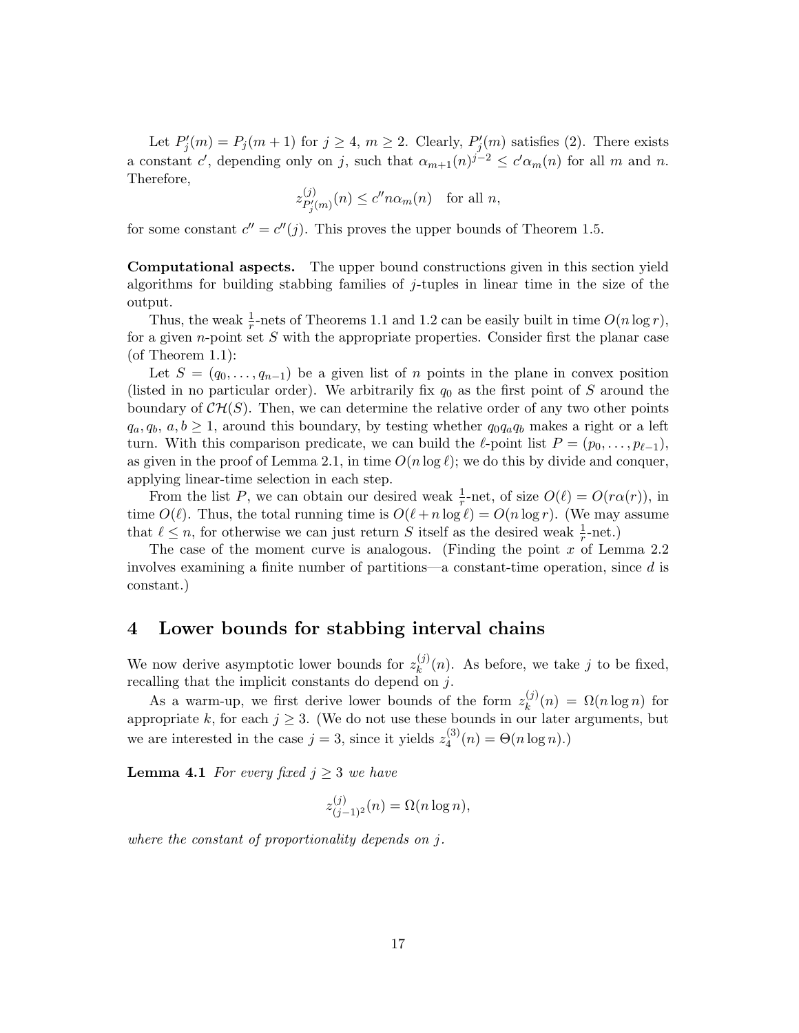Let $P'_j(m) = P_j(m+1)$ for $j \geq 4$, $m \geq 2$. Clearly, $P'_j(m)$ satisfies (2). There exists a constant $c'$, depending only on $j$, such that $\alpha_{m+1}(n)^{j-2} \leq c'\alpha_m(n)$ for all $m$ and $n$. Therefore,

$$z^{(j)}_{P'_j(m)}(n) \leq c'' n \alpha_m(n) \quad \text{for all } n,$$

for some constant $c'' = c''(j)$. This proves the upper bounds of Theorem 1.5.

**Computational aspects.** The upper bound constructions given in this section yield algorithms for building stabbing families of $j$-tuples in linear time in the size of the output.

Thus, the weak $\frac{1}{r}$-nets of Theorems 1.1 and 1.2 can be easily built in time $O(n \log r)$, for a given $n$-point set $S$ with the appropriate properties. Consider first the planar case (of Theorem 1.1):

Let $S = (q_0, \ldots, q_{n-1})$ be a given list of $n$ points in the plane in convex position (listed in no particular order). We arbitrarily fix $q_0$ as the first point of $S$ around the boundary of $\mathcal{CH}(S)$. Then, we can determine the relative order of any two other points $q_a, q_b$, $a, b \geq 1$, around this boundary, by testing whether $q_0 q_a q_b$ makes a right or a left turn. With this comparison predicate, we can build the $\ell$-point list $P = (p_0, \ldots, p_{\ell-1})$, as given in the proof of Lemma 2.1, in time $O(n \log \ell)$; we do this by divide and conquer, applying linear-time selection in each step.

From the list $P$, we can obtain our desired weak $\frac{1}{r}$-net, of size $O(\ell) = O(r\alpha(r))$, in time $O(\ell)$. Thus, the total running time is $O(\ell + n \log \ell) = O(n \log r)$. (We may assume that $\ell \leq n$, for otherwise we can just return $S$ itself as the desired weak $\frac{1}{r}$-net.)

The case of the moment curve is analogous. (Finding the point $x$ of Lemma 2.2 involves examining a finite number of partitions—a constant-time operation, since $d$ is constant.)

## 4 Lower bounds for stabbing interval chains

We now derive asymptotic lower bounds for $z^{(j)}_k(n)$. As before, we take $j$ to be fixed, recalling that the implicit constants do depend on $j$.

As a warm-up, we first derive lower bounds of the form $z^{(j)}_k(n) = \Omega(n \log n)$ for appropriate $k$, for each $j \geq 3$. (We do not use these bounds in our later arguments, but we are interested in the case $j = 3$, since it yields $z^{(3)}_4(n) = \Theta(n \log n)$.)

**Lemma 4.1** *For every fixed $j \geq 3$ we have*

$$z^{(j)}_{(j-1)^2}(n) = \Omega(n \log n),$$

*where the constant of proportionality depends on $j$.*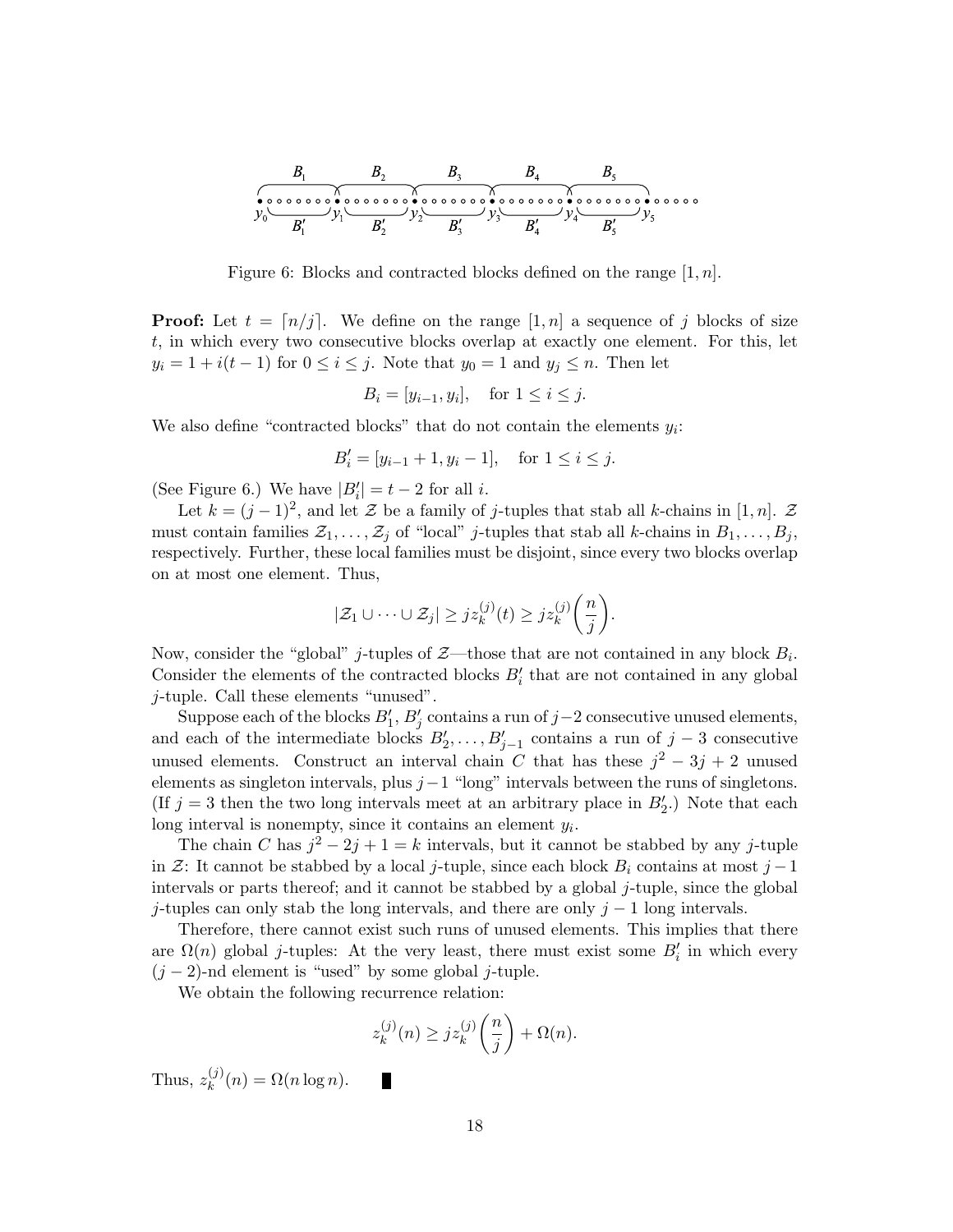Figure 6: Blocks and contracted blocks defined on the range $[1, n]$.

**Proof:** Let $t = \lceil n/j \rceil$. We define on the range $[1, n]$ a sequence of $j$ blocks of size $t$, in which every two consecutive blocks overlap at exactly one element. For this, let $y_i = 1 + i(t-1)$ for $0 \le i \le j$. Note that $y_0 = 1$ and $y_j \le n$. Then let

$$B_i = [y_{i-1}, y_i], \quad \text{for } 1 \le i \le j.$$

We also define "contracted blocks" that do not contain the elements $y_i$:

$$B'_i = [y_{i-1} + 1, y_i - 1], \quad \text{for } 1 \le i \le j.$$

(See Figure 6.) We have $|B'_i| = t - 2$ for all $i$.

Let $k = (j-1)^2$, and let $\mathcal{Z}$ be a family of $j$-tuples that stab all $k$-chains in $[1, n]$. $\mathcal{Z}$ must contain families $\mathcal{Z}_1, \ldots, \mathcal{Z}_j$ of "local" $j$-tuples that stab all $k$-chains in $B_1, \ldots, B_j$, respectively. Further, these local families must be disjoint, since every two blocks overlap on at most one element. Thus,

$$|\mathcal{Z}_1 \cup \cdots \cup \mathcal{Z}_j| \ge j z_k^{(j)}(t) \ge j z_k^{(j)}\left(\frac{n}{j}\right).$$

Now, consider the "global" $j$-tuples of $\mathcal{Z}$—those that are not contained in any block $B_i$. Consider the elements of the contracted blocks $B'_i$ that are not contained in any global $j$-tuple. Call these elements "unused".

Suppose each of the blocks $B'_1$, $B'_j$ contains a run of $j-2$ consecutive unused elements, and each of the intermediate blocks $B'_2, \ldots, B'_{j-1}$ contains a run of $j-3$ consecutive unused elements. Construct an interval chain $C$ that has these $j^2 - 3j + 2$ unused elements as singleton intervals, plus $j-1$ "long" intervals between the runs of singletons. (If $j = 3$ then the two long intervals meet at an arbitrary place in $B'_2$.) Note that each long interval is nonempty, since it contains an element $y_i$.

The chain $C$ has $j^2 - 2j + 1 = k$ intervals, but it cannot be stabbed by any $j$-tuple in $\mathcal{Z}$: It cannot be stabbed by a local $j$-tuple, since each block $B_i$ contains at most $j-1$ intervals or parts thereof; and it cannot be stabbed by a global $j$-tuple, since the global $j$-tuples can only stab the long intervals, and there are only $j-1$ long intervals.

Therefore, there cannot exist such runs of unused elements. This implies that there are $\Omega(n)$ global $j$-tuples: At the very least, there must exist some $B'_i$ in which every $(j-2)$-nd element is "used" by some global $j$-tuple.

We obtain the following recurrence relation:

$$z_k^{(j)}(n) \ge j z_k^{(j)}\left(\frac{n}{j}\right) + \Omega(n).$$

Thus, $z_k^{(j)}(n) = \Omega(n \log n)$. ∎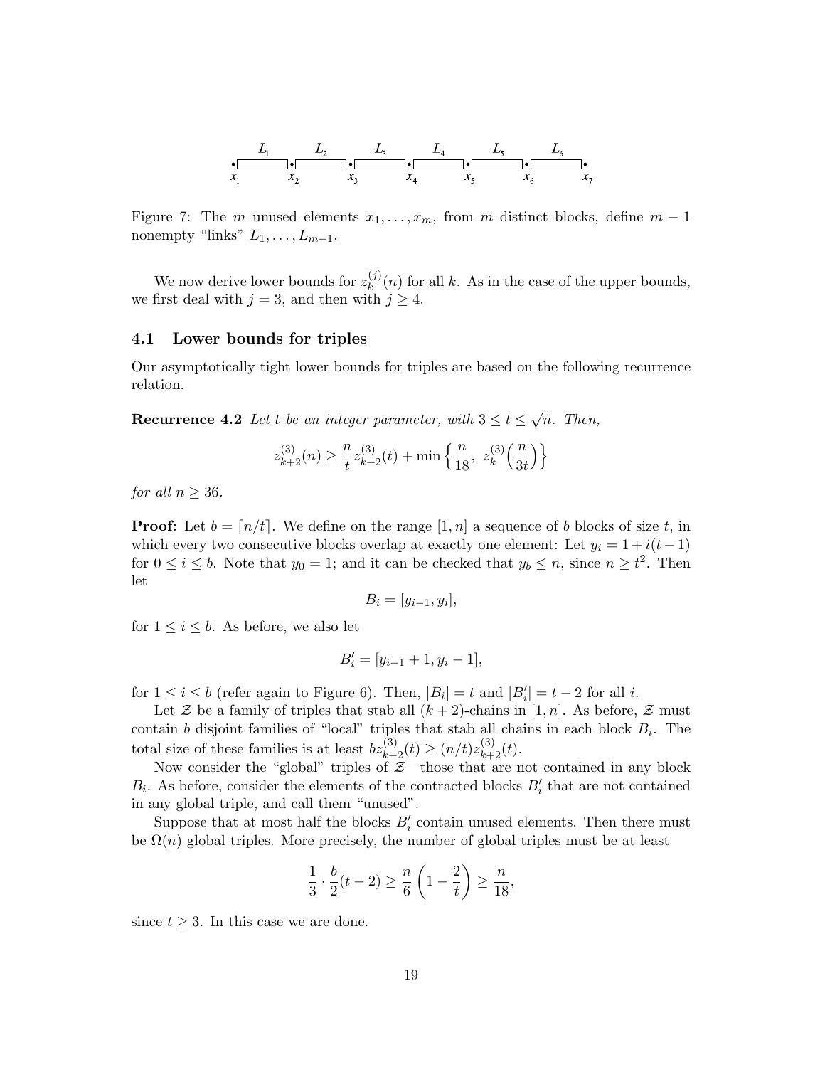Figure 7: The $m$ unused elements $x_1, \ldots, x_m$, from $m$ distinct blocks, define $m-1$ nonempty "links" $L_1, \ldots, L_{m-1}$.

We now derive lower bounds for $z_k^{(j)}(n)$ for all $k$. As in the case of the upper bounds, we first deal with $j = 3$, and then with $j \geq 4$.

### 4.1 Lower bounds for triples

Our asymptotically tight lower bounds for triples are based on the following recurrence relation.

**Recurrence 4.2** *Let $t$ be an integer parameter, with $3 \leq t \leq \sqrt{n}$. Then,*

$$z_{k+2}^{(3)}(n) \geq \frac{n}{t} z_{k+2}^{(3)}(t) + \min\left\{ \frac{n}{18},\ z_k^{(3)}\left(\frac{n}{3t}\right) \right\}$$

*for all $n \geq 36$.*

**Proof:** Let $b = \lceil n/t \rceil$. We define on the range $[1, n]$ a sequence of $b$ blocks of size $t$, in which every two consecutive blocks overlap at exactly one element: Let $y_i = 1 + i(t-1)$ for $0 \leq i \leq b$. Note that $y_0 = 1$; and it can be checked that $y_b \leq n$, since $n \geq t^2$. Then let

$$B_i = [y_{i-1}, y_i],$$

for $1 \leq i \leq b$. As before, we also let

$$B_i' = [y_{i-1} + 1, y_i - 1],$$

for $1 \leq i \leq b$ (refer again to Figure 6). Then, $|B_i| = t$ and $|B_i'| = t - 2$ for all $i$.

Let $\mathcal{Z}$ be a family of triples that stab all $(k+2)$-chains in $[1, n]$. As before, $\mathcal{Z}$ must contain $b$ disjoint families of "local" triples that stab all chains in each block $B_i$. The total size of these families is at least $b z_{k+2}^{(3)}(t) \geq (n/t) z_{k+2}^{(3)}(t)$.

Now consider the "global" triples of $\mathcal{Z}$—those that are not contained in any block $B_i$. As before, consider the elements of the contracted blocks $B_i'$ that are not contained in any global triple, and call them "unused".

Suppose that at most half the blocks $B_i'$ contain unused elements. Then there must be $\Omega(n)$ global triples. More precisely, the number of global triples must be at least

$$\frac{1}{3} \cdot \frac{b}{2}(t-2) \geq \frac{n}{6}\left(1 - \frac{2}{t}\right) \geq \frac{n}{18},$$

since $t \geq 3$. In this case we are done.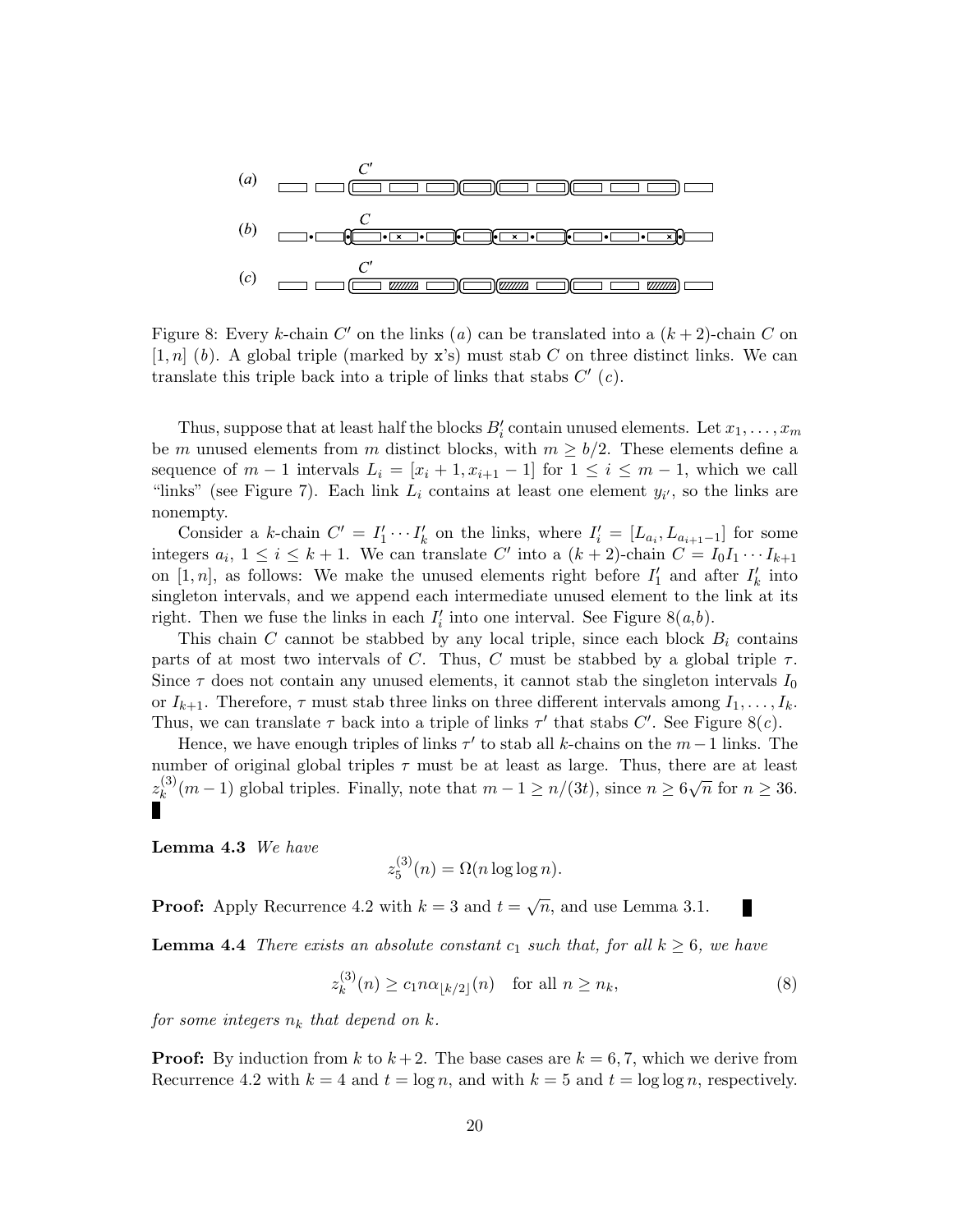Figure 8: Every $k$-chain $C'$ on the links $(a)$ can be translated into a $(k+2)$-chain $C$ on $[1, n]$ $(b)$. A global triple (marked by x's) must stab $C$ on three distinct links. We can translate this triple back into a triple of links that stabs $C'$ $(c)$.

Thus, suppose that at least half the blocks $B'_i$ contain unused elements. Let $x_1, \ldots, x_m$ be $m$ unused elements from $m$ distinct blocks, with $m \geq b/2$. These elements define a sequence of $m-1$ intervals $L_i = [x_i + 1, x_{i+1} - 1]$ for $1 \leq i \leq m-1$, which we call "links" (see Figure 7). Each link $L_i$ contains at least one element $y_{i'}$, so the links are nonempty.

Consider a $k$-chain $C' = I'_1 \cdots I'_k$ on the links, where $I'_i = [L_{a_i}, L_{a_{i+1}-1}]$ for some integers $a_i$, $1 \leq i \leq k+1$. We can translate $C'$ into a $(k+2)$-chain $C = I_0 I_1 \cdots I_{k+1}$ on $[1, n]$, as follows: We make the unused elements right before $I'_1$ and after $I'_k$ into singleton intervals, and we append each intermediate unused element to the link at its right. Then we fuse the links in each $I'_i$ into one interval. See Figure 8$(a,b)$.

This chain $C$ cannot be stabbed by any local triple, since each block $B_i$ contains parts of at most two intervals of $C$. Thus, $C$ must be stabbed by a global triple $\tau$. Since $\tau$ does not contain any unused elements, it cannot stab the singleton intervals $I_0$ or $I_{k+1}$. Therefore, $\tau$ must stab three links on three different intervals among $I_1, \ldots, I_k$. Thus, we can translate $\tau$ back into a triple of links $\tau'$ that stabs $C'$. See Figure 8$(c)$.

Hence, we have enough triples of links $\tau'$ to stab all $k$-chains on the $m-1$ links. The number of original global triples $\tau$ must be at least as large. Thus, there are at least $z_k^{(3)}(m-1)$ global triples. Finally, note that $m - 1 \geq n/(3t)$, since $n \geq 6\sqrt{n}$ for $n \geq 36$. ∎

**Lemma 4.3** *We have*

$$z_5^{(3)}(n) = \Omega(n \log \log n).$$

**Proof:** Apply Recurrence 4.2 with $k = 3$ and $t = \sqrt{n}$, and use Lemma 3.1. ∎

**Lemma 4.4** *There exists an absolute constant $c_1$ such that, for all $k \geq 6$, we have*

$$z_k^{(3)}(n) \geq c_1 n \alpha_{\lfloor k/2 \rfloor}(n) \quad \text{for all } n \geq n_k, \tag{8}$$

*for some integers $n_k$ that depend on $k$.*

**Proof:** By induction from $k$ to $k+2$. The base cases are $k = 6, 7$, which we derive from Recurrence 4.2 with $k = 4$ and $t = \log n$, and with $k = 5$ and $t = \log \log n$, respectively.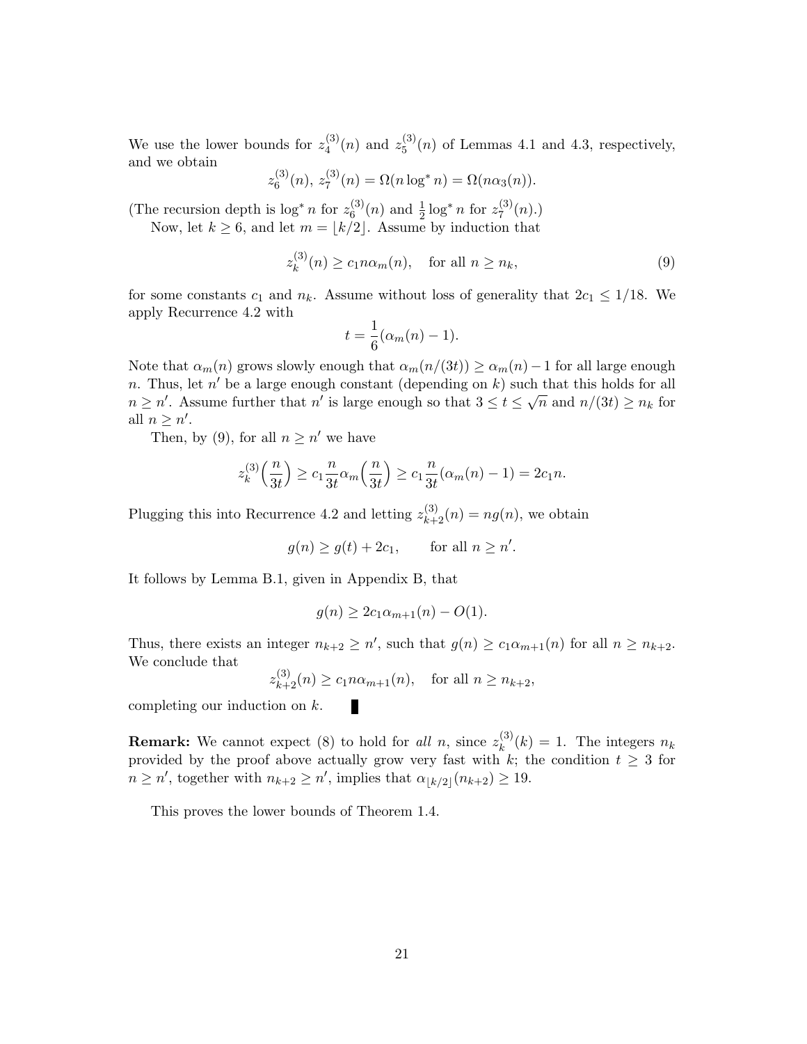We use the lower bounds for $z_4^{(3)}(n)$ and $z_5^{(3)}(n)$ of Lemmas 4.1 and 4.3, respectively, and we obtain

$$z_6^{(3)}(n),\ z_7^{(3)}(n) = \Omega(n \log^* n) = \Omega(n\alpha_3(n)).$$

(The recursion depth is $\log^* n$ for $z_6^{(3)}(n)$ and $\frac{1}{2}\log^* n$ for $z_7^{(3)}(n)$.)

Now, let $k \geq 6$, and let $m = \lfloor k/2 \rfloor$. Assume by induction that

$$z_k^{(3)}(n) \geq c_1 n \alpha_m(n), \quad \text{for all } n \geq n_k, \tag{9}$$

for some constants $c_1$ and $n_k$. Assume without loss of generality that $2c_1 \leq 1/18$. We apply Recurrence 4.2 with

$$t = \frac{1}{6}(\alpha_m(n) - 1).$$

Note that $\alpha_m(n)$ grows slowly enough that $\alpha_m(n/(3t)) \geq \alpha_m(n) - 1$ for all large enough $n$. Thus, let $n'$ be a large enough constant (depending on $k$) such that this holds for all $n \geq n'$. Assume further that $n'$ is large enough so that $3 \leq t \leq \sqrt{n}$ and $n/(3t) \geq n_k$ for all $n \geq n'$.

Then, by (9), for all $n \geq n'$ we have

$$z_k^{(3)}\Big(\frac{n}{3t}\Big) \geq c_1 \frac{n}{3t} \alpha_m\Big(\frac{n}{3t}\Big) \geq c_1 \frac{n}{3t}(\alpha_m(n) - 1) = 2c_1 n.$$

Plugging this into Recurrence 4.2 and letting $z_{k+2}^{(3)}(n) = ng(n)$, we obtain

$$g(n) \geq g(t) + 2c_1, \qquad \text{for all } n \geq n'.$$

It follows by Lemma B.1, given in Appendix B, that

$$g(n) \geq 2c_1 \alpha_{m+1}(n) - O(1).$$

Thus, there exists an integer $n_{k+2} \geq n'$, such that $g(n) \geq c_1 \alpha_{m+1}(n)$ for all $n \geq n_{k+2}$. We conclude that

$$z_{k+2}^{(3)}(n) \geq c_1 n \alpha_{m+1}(n), \quad \text{for all } n \geq n_{k+2},$$

completing our induction on $k$. ∎

**Remark:** We cannot expect (8) to hold for *all* $n$, since $z_k^{(3)}(k) = 1$. The integers $n_k$ provided by the proof above actually grow very fast with $k$; the condition $t \geq 3$ for $n \geq n'$, together with $n_{k+2} \geq n'$, implies that $\alpha_{\lfloor k/2 \rfloor}(n_{k+2}) \geq 19$.

This proves the lower bounds of Theorem 1.4.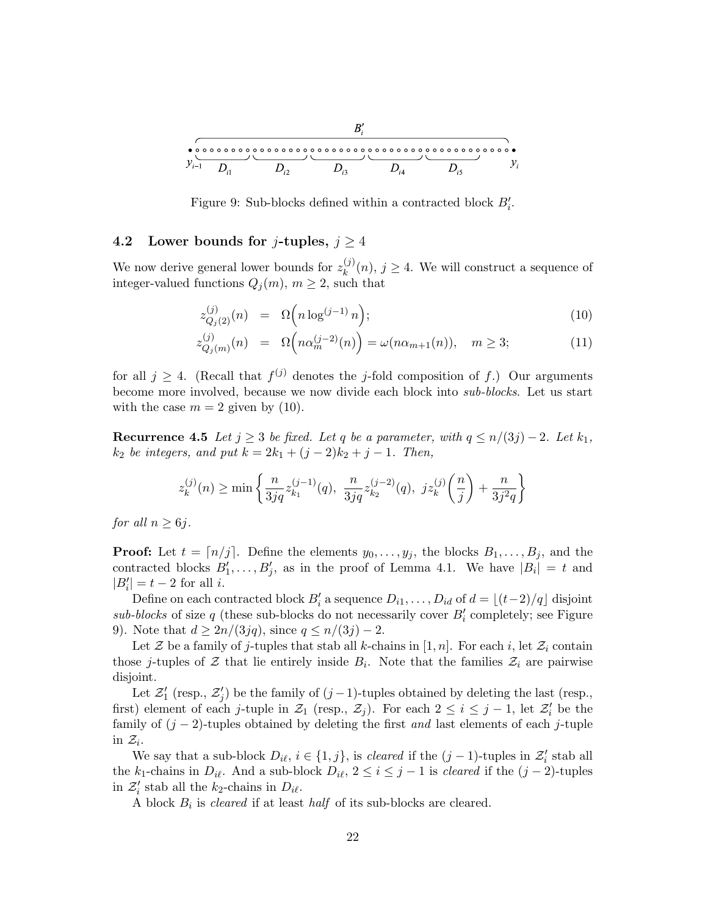Figure 9: Sub-blocks defined within a contracted block $B'_i$.

### 4.2 Lower bounds for $j$-tuples, $j \geq 4$

We now derive general lower bounds for $z_k^{(j)}(n)$, $j \geq 4$. We will construct a sequence of integer-valued functions $Q_j(m)$, $m \geq 2$, such that

$$z^{(j)}_{Q_j(2)}(n) = \Omega\Big(n \log^{(j-1)} n\Big); \tag{10}$$

$$z^{(j)}_{Q_j(m)}(n) = \Omega\Big(n\alpha_m^{(j-2)}(n)\Big) = \omega(n\alpha_{m+1}(n)), \quad m \geq 3; \tag{11}$$

for all $j \geq 4$. (Recall that $f^{(j)}$ denotes the $j$-fold composition of $f$.) Our arguments become more involved, because we now divide each block into *sub-blocks*. Let us start with the case $m = 2$ given by (10).

**Recurrence 4.5** *Let $j \geq 3$ be fixed. Let $q$ be a parameter, with $q \leq n/(3j) - 2$. Let $k_1$, $k_2$ be integers, and put $k = 2k_1 + (j-2)k_2 + j - 1$. Then,*

$$z_k^{(j)}(n) \geq \min\left\{ \frac{n}{3jq} z_{k_1}^{(j-1)}(q),\ \frac{n}{3jq} z_{k_2}^{(j-2)}(q),\ j z_k^{(j)}\left(\frac{n}{j}\right) + \frac{n}{3j^2 q} \right\}$$

*for all $n \geq 6j$.*

**Proof:** Let $t = \lceil n/j \rceil$. Define the elements $y_0, \ldots, y_j$, the blocks $B_1, \ldots, B_j$, and the contracted blocks $B'_1, \ldots, B'_j$, as in the proof of Lemma 4.1. We have $|B_i| = t$ and $|B'_i| = t - 2$ for all $i$.

Define on each contracted block $B'_i$ a sequence $D_{i1}, \ldots, D_{id}$ of $d = \lfloor (t-2)/q \rfloor$ disjoint *sub-blocks* of size $q$ (these sub-blocks do not necessarily cover $B'_i$ completely; see Figure 9). Note that $d \geq 2n/(3jq)$, since $q \leq n/(3j) - 2$.

Let $\mathcal{Z}$ be a family of $j$-tuples that stab all $k$-chains in $[1, n]$. For each $i$, let $\mathcal{Z}_i$ contain those $j$-tuples of $\mathcal{Z}$ that lie entirely inside $B_i$. Note that the families $\mathcal{Z}_i$ are pairwise disjoint.

Let $\mathcal{Z}'_1$ (resp., $\mathcal{Z}'_j$) be the family of $(j-1)$-tuples obtained by deleting the last (resp., first) element of each $j$-tuple in $\mathcal{Z}_1$ (resp., $\mathcal{Z}_j$). For each $2 \leq i \leq j-1$, let $\mathcal{Z}'_i$ be the family of $(j-2)$-tuples obtained by deleting the first *and* last elements of each $j$-tuple in $\mathcal{Z}_i$.

We say that a sub-block $D_{i\ell}$, $i \in \{1, j\}$, is *cleared* if the $(j-1)$-tuples in $\mathcal{Z}'_i$ stab all the $k_1$-chains in $D_{i\ell}$. And a sub-block $D_{i\ell}$, $2 \leq i \leq j-1$ is *cleared* if the $(j-2)$-tuples in $\mathcal{Z}'_i$ stab all the $k_2$-chains in $D_{i\ell}$.

A block $B_i$ is *cleared* if at least *half* of its sub-blocks are cleared.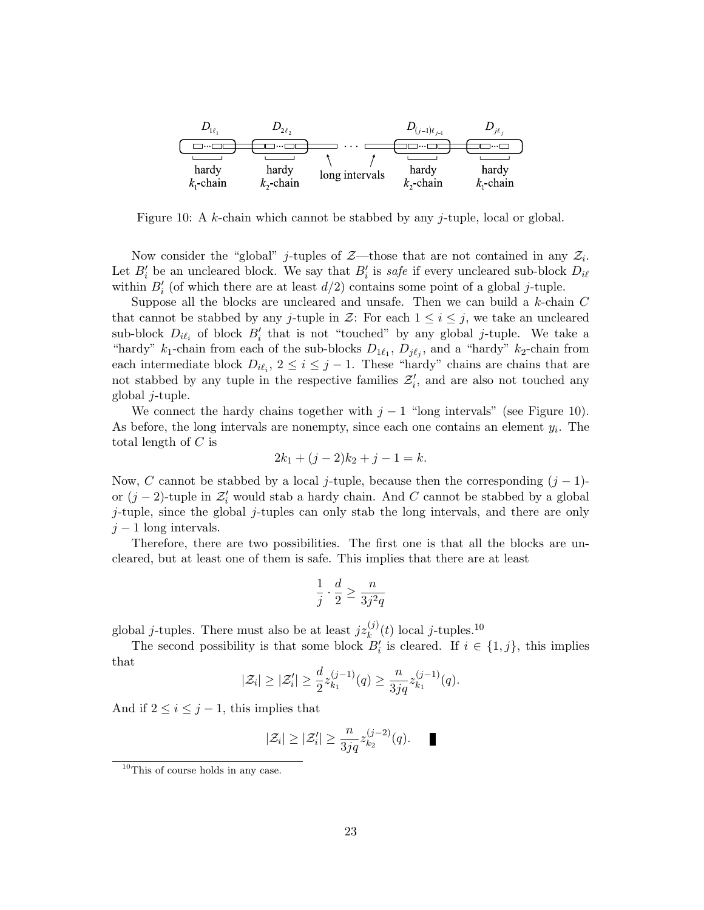Figure 10: A $k$-chain which cannot be stabbed by any $j$-tuple, local or global.

Now consider the "global" $j$-tuples of $\mathcal{Z}$—those that are not contained in any $\mathcal{Z}_i$. Let $B'_i$ be an uncleared block. We say that $B'_i$ is *safe* if every uncleared sub-block $D_{i\ell}$ within $B'_i$ (of which there are at least $d/2$) contains some point of a global $j$-tuple.

Suppose all the blocks are uncleared and unsafe. Then we can build a $k$-chain $C$ that cannot be stabbed by any $j$-tuple in $\mathcal{Z}$: For each $1 \le i \le j$, we take an uncleared sub-block $D_{i\ell_i}$ of block $B'_i$ that is not "touched" by any global $j$-tuple. We take a "hardy" $k_1$-chain from each of the sub-blocks $D_{1\ell_1}$, $D_{j\ell_j}$, and a "hardy" $k_2$-chain from each intermediate block $D_{i\ell_i}$, $2 \le i \le j-1$. These "hardy" chains are chains that are not stabbed by any tuple in the respective families $\mathcal{Z}'_i$, and are also not touched any global $j$-tuple.

We connect the hardy chains together with $j-1$ "long intervals" (see Figure 10). As before, the long intervals are nonempty, since each one contains an element $y_i$. The total length of $C$ is

$$2k_1 + (j-2)k_2 + j - 1 = k.$$

Now, $C$ cannot be stabbed by a local $j$-tuple, because then the corresponding $(j-1)$- or $(j-2)$-tuple in $\mathcal{Z}'_i$ would stab a hardy chain. And $C$ cannot be stabbed by a global $j$-tuple, since the global $j$-tuples can only stab the long intervals, and there are only $j-1$ long intervals.

Therefore, there are two possibilities. The first one is that all the blocks are uncleared, but at least one of them is safe. This implies that there are at least

$$\frac{1}{j} \cdot \frac{d}{2} \ge \frac{n}{3j^2 q}$$

global $j$-tuples. There must also be at least $j z_k^{(j)}(t)$ local $j$-tuples.[10]

The second possibility is that some block $B'_i$ is cleared. If $i \in \{1, j\}$, this implies that

$$|\mathcal{Z}_i| \ge |\mathcal{Z}'_i| \ge \frac{d}{2} z_{k_1}^{(j-1)}(q) \ge \frac{n}{3jq} z_{k_1}^{(j-1)}(q).$$

And if $2 \le i \le j-1$, this implies that

$$|\mathcal{Z}_i| \ge |\mathcal{Z}'_i| \ge \frac{n}{3jq} z_{k_2}^{(j-2)}(q). \quad \blacksquare$$

[10] This of course holds in any case.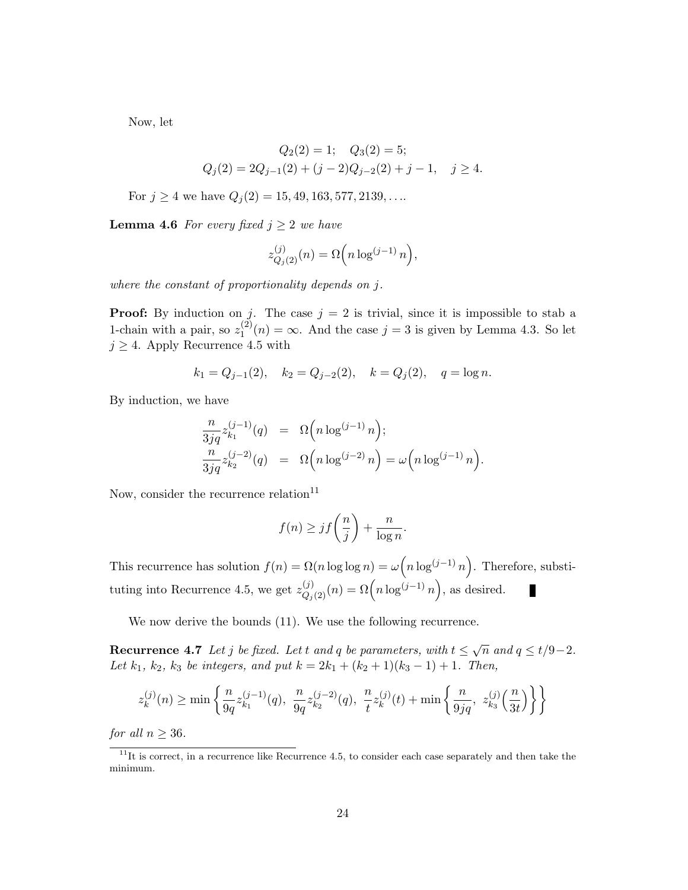Now, let

$$Q_2(2) = 1; \quad Q_3(2) = 5;$$
$$Q_j(2) = 2Q_{j-1}(2) + (j-2)Q_{j-2}(2) + j - 1, \quad j \geq 4.$$

For $j \geq 4$ we have $Q_j(2) = 15, 49, 163, 577, 2139, \ldots$.

**Lemma 4.6** *For every fixed $j \geq 2$ we have*

$$z^{(j)}_{Q_j(2)}(n) = \Omega\Big(n \log^{(j-1)} n\Big),$$

*where the constant of proportionality depends on $j$.*

**Proof:** By induction on $j$. The case $j = 2$ is trivial, since it is impossible to stab a 1-chain with a pair, so $z^{(2)}_1(n) = \infty$. And the case $j = 3$ is given by Lemma 4.3. So let $j \geq 4$. Apply Recurrence 4.5 with

$$k_1 = Q_{j-1}(2), \quad k_2 = Q_{j-2}(2), \quad k = Q_j(2), \quad q = \log n.$$

By induction, we have

$$\begin{aligned}
\frac{n}{3jq} z^{(j-1)}_{k_1}(q) &= \Omega\Big(n \log^{(j-1)} n\Big); \\
\frac{n}{3jq} z^{(j-2)}_{k_2}(q) &= \Omega\Big(n \log^{(j-2)} n\Big) = \omega\Big(n \log^{(j-1)} n\Big).
\end{aligned}$$

Now, consider the recurrence relation[11]

$$f(n) \geq j f\left(\frac{n}{j}\right) + \frac{n}{\log n}.$$

This recurrence has solution $f(n) = \Omega(n \log \log n) = \omega\Big(n \log^{(j-1)} n\Big)$. Therefore, substituting into Recurrence 4.5, we get $z^{(j)}_{Q_j(2)}(n) = \Omega\Big(n \log^{(j-1)} n\Big)$, as desired. ∎

We now derive the bounds (11). We use the following recurrence.

**Recurrence 4.7** *Let $j$ be fixed. Let $t$ and $q$ be parameters, with $t \leq \sqrt{n}$ and $q \leq t/9 - 2$. Let $k_1$, $k_2$, $k_3$ be integers, and put $k = 2k_1 + (k_2 + 1)(k_3 - 1) + 1$. Then,*

$$z^{(j)}_k(n) \geq \min\left\{ \frac{n}{9q} z^{(j-1)}_{k_1}(q),\ \frac{n}{9q} z^{(j-2)}_{k_2}(q),\ \frac{n}{t} z^{(j)}_k(t) + \min\left\{ \frac{n}{9jq},\ z^{(j)}_{k_3}\Big(\frac{n}{3t}\Big) \right\} \right\}$$

*for all $n \geq 36$.*

[11] It is correct, in a recurrence like Recurrence 4.5, to consider each case separately and then take the minimum.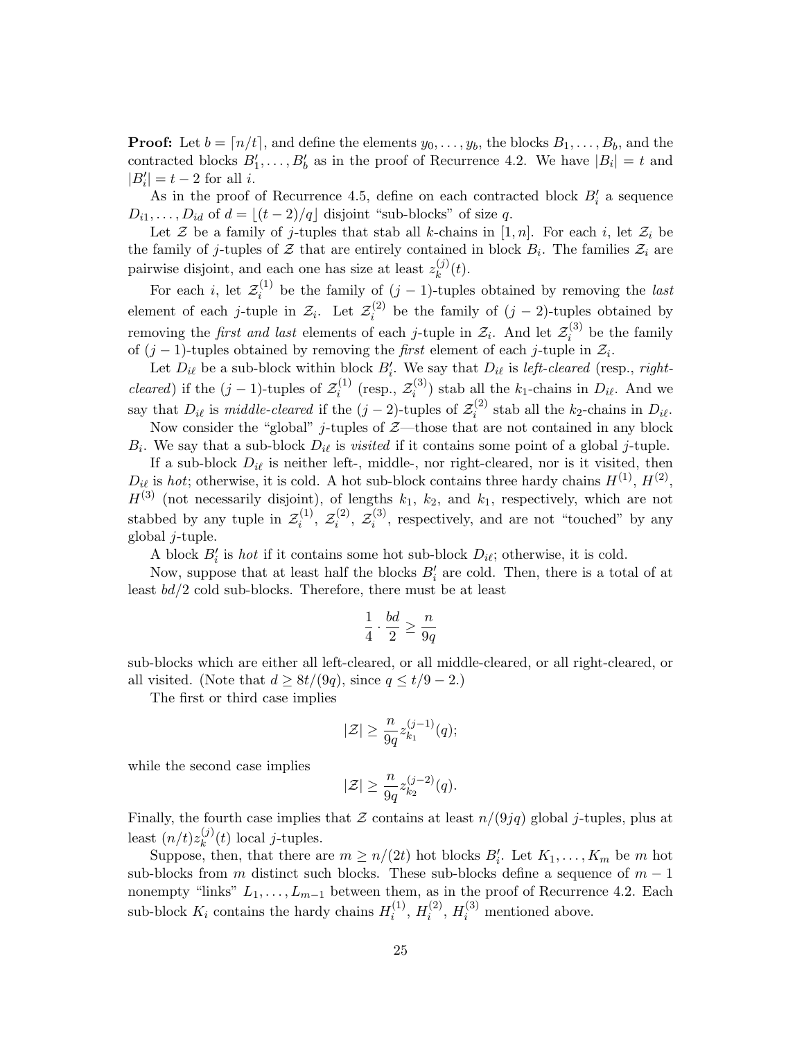**Proof:** Let $b = \lceil n/t \rceil$, and define the elements $y_0, \ldots, y_b$, the blocks $B_1, \ldots, B_b$, and the contracted blocks $B'_1, \ldots, B'_b$ as in the proof of Recurrence 4.2. We have $|B_i| = t$ and $|B'_i| = t - 2$ for all $i$.

As in the proof of Recurrence 4.5, define on each contracted block $B'_i$ a sequence $D_{i1}, \ldots, D_{id}$ of $d = \lfloor (t-2)/q \rfloor$ disjoint "sub-blocks" of size $q$.

Let $\mathcal{Z}$ be a family of $j$-tuples that stab all $k$-chains in $[1, n]$. For each $i$, let $\mathcal{Z}_i$ be the family of $j$-tuples of $\mathcal{Z}$ that are entirely contained in block $B_i$. The families $\mathcal{Z}_i$ are pairwise disjoint, and each one has size at least $z_k^{(j)}(t)$.

For each $i$, let $\mathcal{Z}_i^{(1)}$ be the family of $(j-1)$-tuples obtained by removing the *last* element of each $j$-tuple in $\mathcal{Z}_i$. Let $\mathcal{Z}_i^{(2)}$ be the family of $(j-2)$-tuples obtained by removing the *first and last* elements of each $j$-tuple in $\mathcal{Z}_i$. And let $\mathcal{Z}_i^{(3)}$ be the family of $(j-1)$-tuples obtained by removing the *first* element of each $j$-tuple in $\mathcal{Z}_i$.

Let $D_{i\ell}$ be a sub-block within block $B'_i$. We say that $D_{i\ell}$ is *left-cleared* (resp., *right-cleared*) if the $(j-1)$-tuples of $\mathcal{Z}_i^{(1)}$ (resp., $\mathcal{Z}_i^{(3)}$) stab all the $k_1$-chains in $D_{i\ell}$. And we say that $D_{i\ell}$ is *middle-cleared* if the $(j-2)$-tuples of $\mathcal{Z}_i^{(2)}$ stab all the $k_2$-chains in $D_{i\ell}$.

Now consider the "global" $j$-tuples of $\mathcal{Z}$—those that are not contained in any block $B_i$. We say that a sub-block $D_{i\ell}$ is *visited* if it contains some point of a global $j$-tuple.

If a sub-block $D_{i\ell}$ is neither left-, middle-, nor right-cleared, nor is it visited, then $D_{i\ell}$ is *hot*; otherwise, it is cold. A hot sub-block contains three hardy chains $H^{(1)}$, $H^{(2)}$, $H^{(3)}$ (not necessarily disjoint), of lengths $k_1$, $k_2$, and $k_1$, respectively, which are not stabbed by any tuple in $\mathcal{Z}_i^{(1)}$, $\mathcal{Z}_i^{(2)}$, $\mathcal{Z}_i^{(3)}$, respectively, and are not "touched" by any global $j$-tuple.

A block $B'_i$ is *hot* if it contains some hot sub-block $D_{i\ell}$; otherwise, it is cold.

Now, suppose that at least half the blocks $B'_i$ are cold. Then, there is a total of at least $bd/2$ cold sub-blocks. Therefore, there must be at least

$$\frac{1}{4} \cdot \frac{bd}{2} \geq \frac{n}{9q}$$

sub-blocks which are either all left-cleared, or all middle-cleared, or all right-cleared, or all visited. (Note that $d \geq 8t/(9q)$, since $q \leq t/9 - 2$.)

The first or third case implies

$$|\mathcal{Z}| \geq \frac{n}{9q} z_{k_1}^{(j-1)}(q);$$

while the second case implies

$$|\mathcal{Z}| \geq \frac{n}{9q} z_{k_2}^{(j-2)}(q).$$

Finally, the fourth case implies that $\mathcal{Z}$ contains at least $n/(9jq)$ global $j$-tuples, plus at least $(n/t) z_k^{(j)}(t)$ local $j$-tuples.

Suppose, then, that there are $m \geq n/(2t)$ hot blocks $B'_i$. Let $K_1, \ldots, K_m$ be $m$ hot sub-blocks from $m$ distinct such blocks. These sub-blocks define a sequence of $m - 1$ nonempty "links" $L_1, \ldots, L_{m-1}$ between them, as in the proof of Recurrence 4.2. Each sub-block $K_i$ contains the hardy chains $H_i^{(1)}$, $H_i^{(2)}$, $H_i^{(3)}$ mentioned above.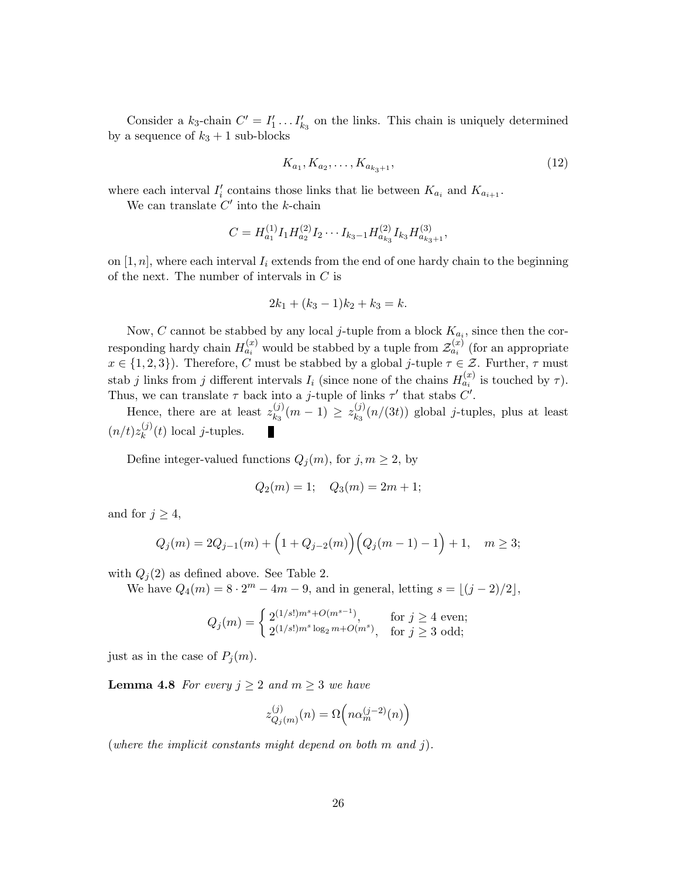Consider a $k_3$-chain $C' = I'_1 \dots I'_{k_3}$ on the links. This chain is uniquely determined by a sequence of $k_3 + 1$ sub-blocks

$$K_{a_1}, K_{a_2}, \dots, K_{a_{k_3+1}}, \tag{12}$$

where each interval $I'_i$ contains those links that lie between $K_{a_i}$ and $K_{a_{i+1}}$.

We can translate $C'$ into the $k$-chain

$$C = H^{(1)}_{a_1} I_1 H^{(2)}_{a_2} I_2 \cdots I_{k_3 - 1} H^{(2)}_{a_{k_3}} I_{k_3} H^{(3)}_{a_{k_3+1}},$$

on $[1, n]$, where each interval $I_i$ extends from the end of one hardy chain to the beginning of the next. The number of intervals in $C$ is

$$2k_1 + (k_3 - 1)k_2 + k_3 = k.$$

Now, $C$ cannot be stabbed by any local $j$-tuple from a block $K_{a_i}$, since then the corresponding hardy chain $H^{(x)}_{a_i}$ would be stabbed by a tuple from $\mathcal{Z}^{(x)}_{a_i}$ (for an appropriate $x \in \{1, 2, 3\}$). Therefore, $C$ must be stabbed by a global $j$-tuple $\tau \in \mathcal{Z}$. Further, $\tau$ must stab $j$ links from $j$ different intervals $I_i$ (since none of the chains $H^{(x)}_{a_i}$ is touched by $\tau$). Thus, we can translate $\tau$ back into a $j$-tuple of links $\tau'$ that stabs $C'$.

Hence, there are at least $z^{(j)}_{k_3}(m-1) \geq z^{(j)}_{k_3}(n/(3t))$ global $j$-tuples, plus at least $(n/t) z^{(j)}_k(t)$ local $j$-tuples. ∎

Define integer-valued functions $Q_j(m)$, for $j, m \geq 2$, by

$$Q_2(m) = 1; \quad Q_3(m) = 2m + 1;$$

and for $j \geq 4$,

$$Q_j(m) = 2Q_{j-1}(m) + \Big(1 + Q_{j-2}(m)\Big)\Big(Q_j(m-1) - 1\Big) + 1, \quad m \geq 3;$$

with $Q_j(2)$ as defined above. See Table 2.

We have $Q_4(m) = 8 \cdot 2^m - 4m - 9$, and in general, letting $s = \lfloor (j-2)/2 \rfloor$,

$$Q_j(m) = \begin{cases} 2^{(1/s!)m^s + O(m^{s-1})}, & \text{for } j \geq 4 \text{ even;} \\ 2^{(1/s!)m^s \log_2 m + O(m^s)}, & \text{for } j \geq 3 \text{ odd;} \end{cases}$$

just as in the case of $P_j(m)$.

**Lemma 4.8** *For every $j \geq 2$ and $m \geq 3$ we have*

$$z^{(j)}_{Q_j(m)}(n) = \Omega\Big(n \alpha^{(j-2)}_m(n)\Big)$$

*(where the implicit constants might depend on both $m$ and $j$).*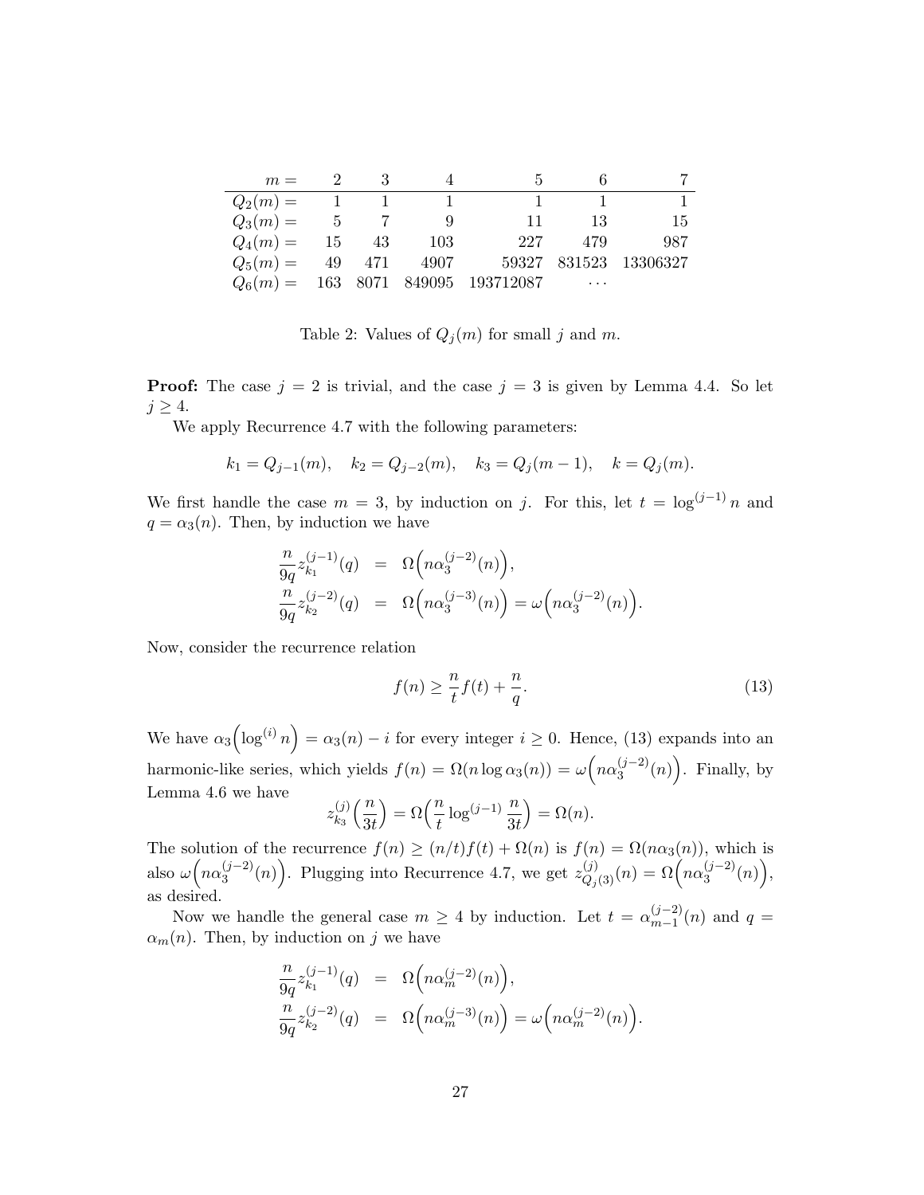| $m =$ | 2 | 3 | 4 | 5 | 6 | 7 |
|---|---|---|---|---|---|---|
| $Q_2(m) =$ | 1 | 1 | 1 | 1 | 1 | 1 |
| $Q_3(m) =$ | 5 | 7 | 9 | 11 | 13 | 15 |
| $Q_4(m) =$ | 15 | 43 | 103 | 227 | 479 | 987 |
| $Q_5(m) =$ | 49 | 471 | 4907 | 59327 | 831523 | 13306327 |
| $Q_6(m) =$ | 163 | 8071 | 849095 | 193712087 | $\cdots$ | |

Table 2: Values of $Q_j(m)$ for small $j$ and $m$.

**Proof:** The case $j = 2$ is trivial, and the case $j = 3$ is given by Lemma 4.4. So let $j \geq 4$.

We apply Recurrence 4.7 with the following parameters:

$$k_1 = Q_{j-1}(m), \quad k_2 = Q_{j-2}(m), \quad k_3 = Q_j(m-1), \quad k = Q_j(m).$$

We first handle the case $m = 3$, by induction on $j$. For this, let $t = \log^{(j-1)} n$ and $q = \alpha_3(n)$. Then, by induction we have

$$\begin{aligned} \frac{n}{9q} z_{k_1}^{(j-1)}(q) &= \Omega\Big(n\alpha_3^{(j-2)}(n)\Big), \\ \frac{n}{9q} z_{k_2}^{(j-2)}(q) &= \Omega\Big(n\alpha_3^{(j-3)}(n)\Big) = \omega\Big(n\alpha_3^{(j-2)}(n)\Big). \end{aligned}$$

Now, consider the recurrence relation

$$f(n) \geq \frac{n}{t} f(t) + \frac{n}{q}. \tag{13}$$

We have $\alpha_3\Big(\log^{(i)} n\Big) = \alpha_3(n) - i$ for every integer $i \geq 0$. Hence, (13) expands into an harmonic-like series, which yields $f(n) = \Omega(n \log \alpha_3(n)) = \omega\Big(n\alpha_3^{(j-2)}(n)\Big)$. Finally, by Lemma 4.6 we have

$$z_{k_3}^{(j)}\Big(\frac{n}{3t}\Big) = \Omega\Big(\frac{n}{t} \log^{(j-1)} \frac{n}{3t}\Big) = \Omega(n).$$

The solution of the recurrence $f(n) \geq (n/t)f(t) + \Omega(n)$ is $f(n) = \Omega(n\alpha_3(n))$, which is also $\omega\Big(n\alpha_3^{(j-2)}(n)\Big)$. Plugging into Recurrence 4.7, we get $z_{Q_j(3)}^{(j)}(n) = \Omega\Big(n\alpha_3^{(j-2)}(n)\Big)$, as desired.

Now we handle the general case $m \geq 4$ by induction. Let $t = \alpha_{m-1}^{(j-2)}(n)$ and $q = \alpha_m(n)$. Then, by induction on $j$ we have

$$\begin{aligned} \frac{n}{9q} z_{k_1}^{(j-1)}(q) &= \Omega\Big(n\alpha_m^{(j-2)}(n)\Big), \\ \frac{n}{9q} z_{k_2}^{(j-2)}(q) &= \Omega\Big(n\alpha_m^{(j-3)}(n)\Big) = \omega\Big(n\alpha_m^{(j-2)}(n)\Big). \end{aligned}$$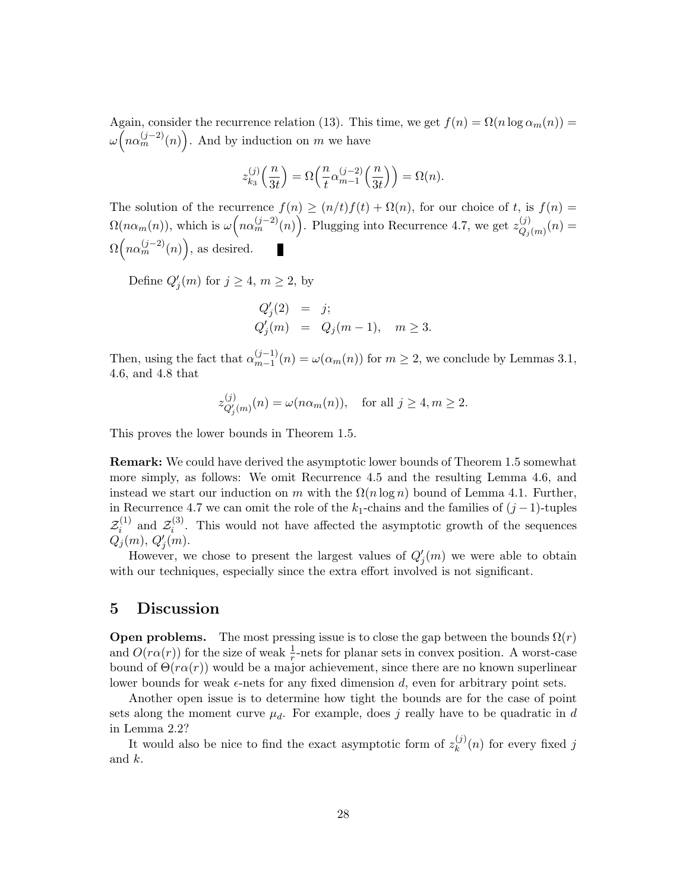Again, consider the recurrence relation (13). This time, we get $f(n) = \Omega(n \log \alpha_m(n)) = \omega\Big(n\alpha_m^{(j-2)}(n)\Big)$. And by induction on $m$ we have

$$z_{k_3}^{(j)}\Big(\frac{n}{3t}\Big) = \Omega\Big(\frac{n}{t}\alpha_{m-1}^{(j-2)}\Big(\frac{n}{3t}\Big)\Big) = \Omega(n).$$

The solution of the recurrence $f(n) \geq (n/t)f(t) + \Omega(n)$, for our choice of $t$, is $f(n) = \Omega(n\alpha_m(n))$, which is $\omega\Big(n\alpha_m^{(j-2)}(n)\Big)$. Plugging into Recurrence 4.7, we get $z_{Q_j(m)}^{(j)}(n) = \Omega\Big(n\alpha_m^{(j-2)}(n)\Big)$, as desired. ∎

Define $Q'_j(m)$ for $j \geq 4$, $m \geq 2$, by

$$\begin{aligned} Q'_j(2) &= j; \\ Q'_j(m) &= Q_j(m-1), \quad m \geq 3. \end{aligned}$$

Then, using the fact that $\alpha_{m-1}^{(j-1)}(n) = \omega(\alpha_m(n))$ for $m \geq 2$, we conclude by Lemmas 3.1, 4.6, and 4.8 that

$$z_{Q'_j(m)}^{(j)}(n) = \omega(n\alpha_m(n)), \quad \text{for all } j \geq 4, m \geq 2.$$

This proves the lower bounds in Theorem 1.5.

**Remark:** We could have derived the asymptotic lower bounds of Theorem 1.5 somewhat more simply, as follows: We omit Recurrence 4.5 and the resulting Lemma 4.6, and instead we start our induction on $m$ with the $\Omega(n \log n)$ bound of Lemma 4.1. Further, in Recurrence 4.7 we can omit the role of the $k_1$-chains and the families of $(j-1)$-tuples $\mathcal{Z}_i^{(1)}$ and $\mathcal{Z}_i^{(3)}$. This would not have affected the asymptotic growth of the sequences $Q_j(m)$, $Q'_j(m)$.

However, we chose to present the largest values of $Q'_j(m)$ we were able to obtain with our techniques, especially since the extra effort involved is not significant.

## 5 Discussion

**Open problems.** The most pressing issue is to close the gap between the bounds $\Omega(r)$ and $O(r\alpha(r))$ for the size of weak $\frac{1}{r}$-nets for planar sets in convex position. A worst-case bound of $\Theta(r\alpha(r))$ would be a major achievement, since there are no known superlinear lower bounds for weak $\epsilon$-nets for any fixed dimension $d$, even for arbitrary point sets.

Another open issue is to determine how tight the bounds are for the case of point sets along the moment curve $\mu_d$. For example, does $j$ really have to be quadratic in $d$ in Lemma 2.2?

It would also be nice to find the exact asymptotic form of $z_k^{(j)}(n)$ for every fixed $j$ and $k$.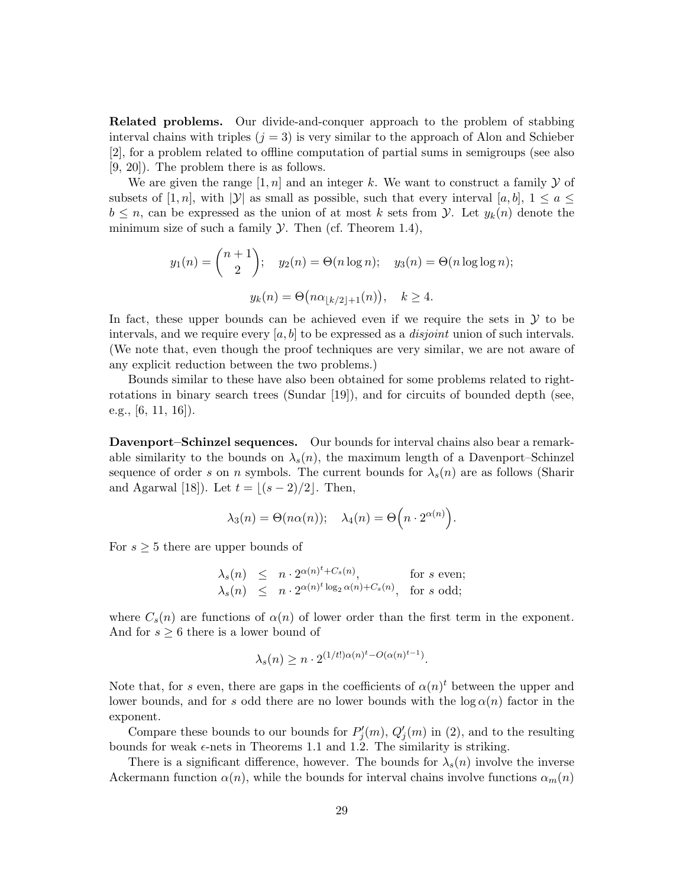**Related problems.** Our divide-and-conquer approach to the problem of stabbing interval chains with triples ($j = 3$) is very similar to the approach of Alon and Schieber [2], for a problem related to offline computation of partial sums in semigroups (see also [9, 20]). The problem there is as follows.

We are given the range $[1, n]$ and an integer $k$. We want to construct a family $\mathcal{Y}$ of subsets of $[1, n]$, with $|\mathcal{Y}|$ as small as possible, such that every interval $[a, b]$, $1 \leq a \leq b \leq n$, can be expressed as the union of at most $k$ sets from $\mathcal{Y}$. Let $y_k(n)$ denote the minimum size of such a family $\mathcal{Y}$. Then (cf. Theorem 1.4),

$$y_1(n) = \binom{n+1}{2}; \quad y_2(n) = \Theta(n \log n); \quad y_3(n) = \Theta(n \log \log n);$$

$$y_k(n) = \Theta\bigl(n \alpha_{\lfloor k/2 \rfloor + 1}(n)\bigr), \quad k \geq 4.$$

In fact, these upper bounds can be achieved even if we require the sets in $\mathcal{Y}$ to be intervals, and we require every $[a, b]$ to be expressed as a *disjoint* union of such intervals. (We note that, even though the proof techniques are very similar, we are not aware of any explicit reduction between the two problems.)

Bounds similar to these have also been obtained for some problems related to right-rotations in binary search trees (Sundar [19]), and for circuits of bounded depth (see, e.g., [6, 11, 16]).

**Davenport–Schinzel sequences.** Our bounds for interval chains also bear a remarkable similarity to the bounds on $\lambda_s(n)$, the maximum length of a Davenport–Schinzel sequence of order $s$ on $n$ symbols. The current bounds for $\lambda_s(n)$ are as follows (Sharir and Agarwal [18]). Let $t = \lfloor (s-2)/2 \rfloor$. Then,

$$\lambda_3(n) = \Theta(n\alpha(n)); \quad \lambda_4(n) = \Theta\Bigl(n \cdot 2^{\alpha(n)}\Bigr).$$

For $s \geq 5$ there are upper bounds of

$$\begin{array}{lll} \lambda_s(n) & \leq & n \cdot 2^{\alpha(n)^t + C_s(n)}, \qquad \text{for } s \text{ even;} \\ \lambda_s(n) & \leq & n \cdot 2^{\alpha(n)^t \log_2 \alpha(n) + C_s(n)}, \quad \text{for } s \text{ odd;} \end{array}$$

where $C_s(n)$ are functions of $\alpha(n)$ of lower order than the first term in the exponent. And for $s \geq 6$ there is a lower bound of

$$\lambda_s(n) \geq n \cdot 2^{(1/t!)\alpha(n)^t - O(\alpha(n)^{t-1})}.$$

Note that, for $s$ even, there are gaps in the coefficients of $\alpha(n)^t$ between the upper and lower bounds, and for $s$ odd there are no lower bounds with the $\log \alpha(n)$ factor in the exponent.

Compare these bounds to our bounds for $P'_j(m)$, $Q'_j(m)$ in (2), and to the resulting bounds for weak $\epsilon$-nets in Theorems 1.1 and 1.2. The similarity is striking.

There is a significant difference, however. The bounds for $\lambda_s(n)$ involve the inverse Ackermann function $\alpha(n)$, while the bounds for interval chains involve functions $\alpha_m(n)$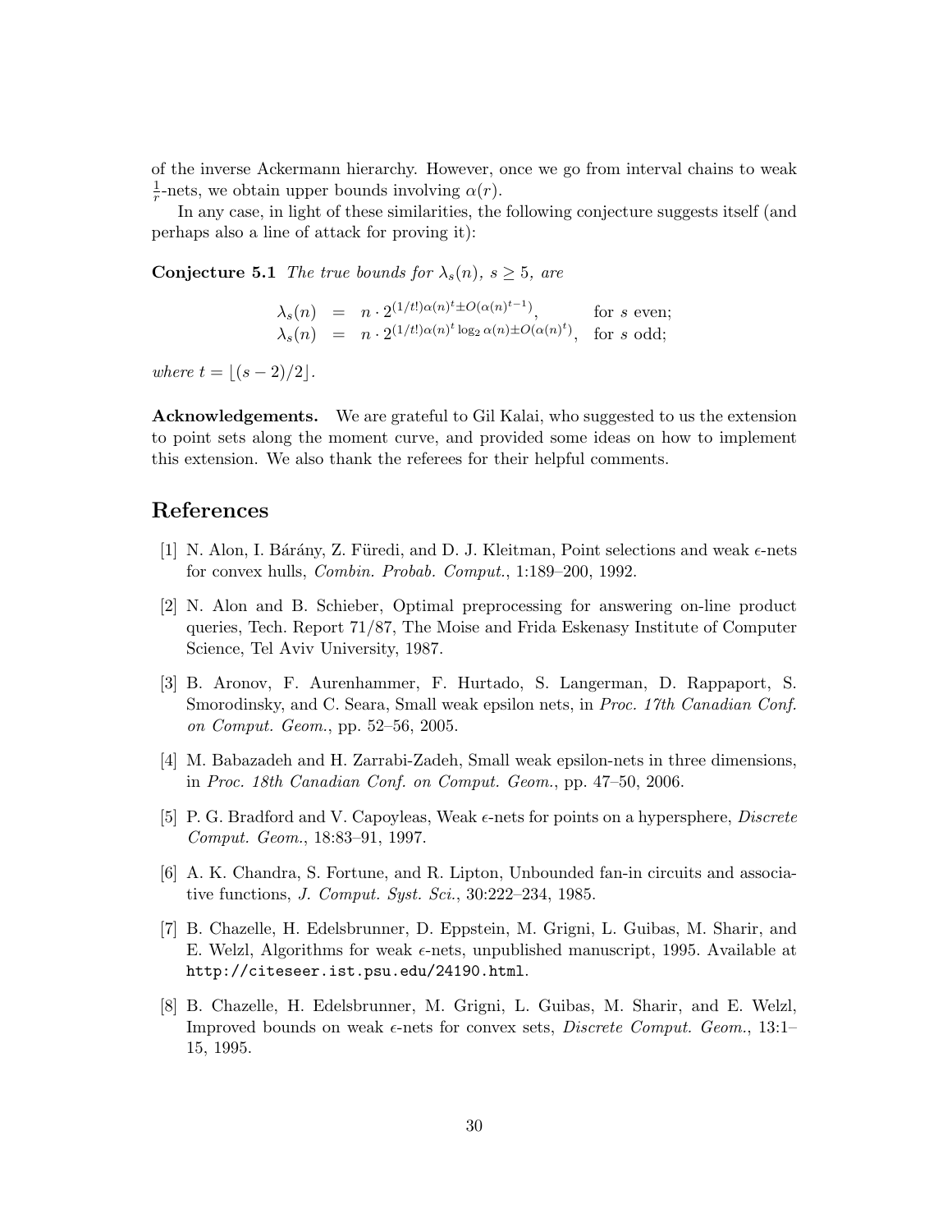of the inverse Ackermann hierarchy. However, once we go from interval chains to weak $\frac{1}{r}$-nets, we obtain upper bounds involving $\alpha(r)$.

In any case, in light of these similarities, the following conjecture suggests itself (and perhaps also a line of attack for proving it):

**Conjecture 5.1** *The true bounds for $\lambda_s(n)$, $s \geq 5$, are*

$$
\begin{aligned}
\lambda_s(n) &= n \cdot 2^{(1/t!)\alpha(n)^t \pm O(\alpha(n)^{t-1})}, && \text{for } s \text{ even;} \\
\lambda_s(n) &= n \cdot 2^{(1/t!)\alpha(n)^t \log_2 \alpha(n) \pm O(\alpha(n)^t)}, && \text{for } s \text{ odd;}
\end{aligned}
$$

*where $t = \lfloor (s-2)/2 \rfloor$.*

**Acknowledgements.** We are grateful to Gil Kalai, who suggested to us the extension to point sets along the moment curve, and provided some ideas on how to implement this extension. We also thank the referees for their helpful comments.

## References

[1] N. Alon, I. Bárány, Z. Füredi, and D. J. Kleitman, Point selections and weak $\epsilon$-nets for convex hulls, *Combin. Probab. Comput.*, 1:189–200, 1992.

[2] N. Alon and B. Schieber, Optimal preprocessing for answering on-line product queries, Tech. Report 71/87, The Moise and Frida Eskenasy Institute of Computer Science, Tel Aviv University, 1987.

[3] B. Aronov, F. Aurenhammer, F. Hurtado, S. Langerman, D. Rappaport, S. Smorodinsky, and C. Seara, Small weak epsilon nets, in *Proc. 17th Canadian Conf. on Comput. Geom.*, pp. 52–56, 2005.

[4] M. Babazadeh and H. Zarrabi-Zadeh, Small weak epsilon-nets in three dimensions, in *Proc. 18th Canadian Conf. on Comput. Geom.*, pp. 47–50, 2006.

[5] P. G. Bradford and V. Capoyleas, Weak $\epsilon$-nets for points on a hypersphere, *Discrete Comput. Geom.*, 18:83–91, 1997.

[6] A. K. Chandra, S. Fortune, and R. Lipton, Unbounded fan-in circuits and associative functions, *J. Comput. Syst. Sci.*, 30:222–234, 1985.

[7] B. Chazelle, H. Edelsbrunner, D. Eppstein, M. Grigni, L. Guibas, M. Sharir, and E. Welzl, Algorithms for weak $\epsilon$-nets, unpublished manuscript, 1995. Available at `http://citeseer.ist.psu.edu/24190.html`.

[8] B. Chazelle, H. Edelsbrunner, M. Grigni, L. Guibas, M. Sharir, and E. Welzl, Improved bounds on weak $\epsilon$-nets for convex sets, *Discrete Comput. Geom.*, 13:1–15, 1995.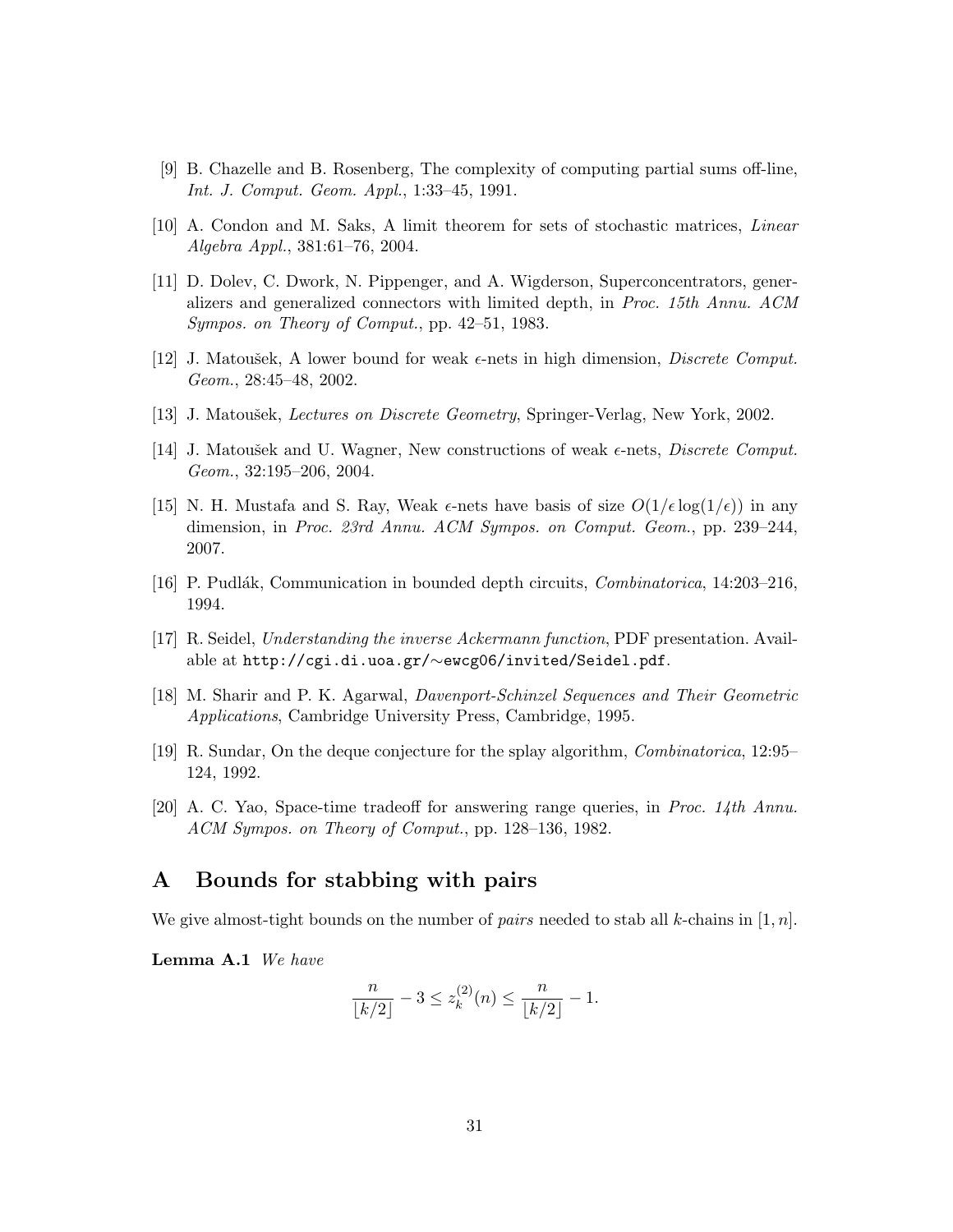[9] B. Chazelle and B. Rosenberg, The complexity of computing partial sums off-line, *Int. J. Comput. Geom. Appl.*, 1:33–45, 1991.

[10] A. Condon and M. Saks, A limit theorem for sets of stochastic matrices, *Linear Algebra Appl.*, 381:61–76, 2004.

[11] D. Dolev, C. Dwork, N. Pippenger, and A. Wigderson, Superconcentrators, generalizers and generalized connectors with limited depth, in *Proc. 15th Annu. ACM Sympos. on Theory of Comput.*, pp. 42–51, 1983.

[12] J. Matoušek, A lower bound for weak $\epsilon$-nets in high dimension, *Discrete Comput. Geom.*, 28:45–48, 2002.

[13] J. Matoušek, *Lectures on Discrete Geometry*, Springer-Verlag, New York, 2002.

[14] J. Matoušek and U. Wagner, New constructions of weak $\epsilon$-nets, *Discrete Comput. Geom.*, 32:195–206, 2004.

[15] N. H. Mustafa and S. Ray, Weak $\epsilon$-nets have basis of size $O(1/\epsilon \log(1/\epsilon))$ in any dimension, in *Proc. 23rd Annu. ACM Sympos. on Comput. Geom.*, pp. 239–244, 2007.

[16] P. Pudlák, Communication in bounded depth circuits, *Combinatorica*, 14:203–216, 1994.

[17] R. Seidel, *Understanding the inverse Ackermann function*, PDF presentation. Available at `http://cgi.di.uoa.gr/~ewcg06/invited/Seidel.pdf`.

[18] M. Sharir and P. K. Agarwal, *Davenport-Schinzel Sequences and Their Geometric Applications*, Cambridge University Press, Cambridge, 1995.

[19] R. Sundar, On the deque conjecture for the splay algorithm, *Combinatorica*, 12:95–124, 1992.

[20] A. C. Yao, Space-time tradeoff for answering range queries, in *Proc. 14th Annu. ACM Sympos. on Theory of Comput.*, pp. 128–136, 1982.

# A Bounds for stabbing with pairs

We give almost-tight bounds on the number of *pairs* needed to stab all $k$-chains in $[1, n]$.

**Lemma A.1** *We have*

$$\frac{n}{\lfloor k/2 \rfloor} - 3 \leq z_k^{(2)}(n) \leq \frac{n}{\lfloor k/2 \rfloor} - 1.$$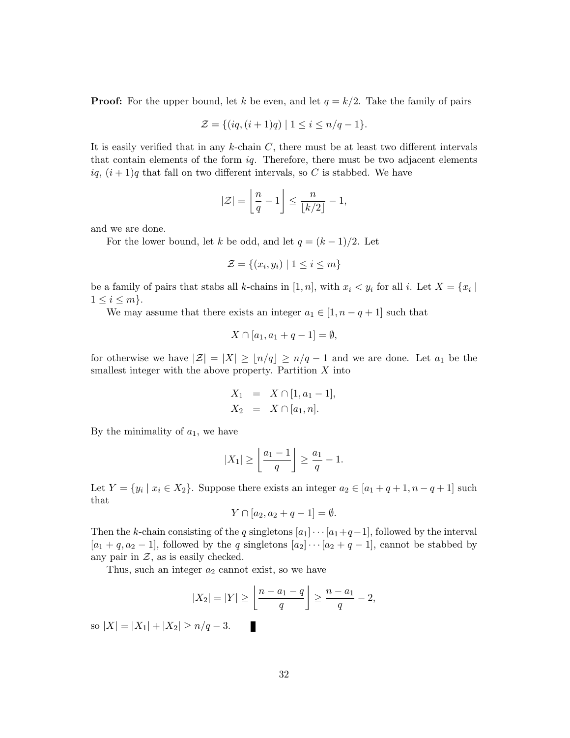**Proof:** For the upper bound, let $k$ be even, and let $q = k/2$. Take the family of pairs

$$\mathcal{Z} = \{(iq, (i+1)q) \mid 1 \leq i \leq n/q - 1\}.$$

It is easily verified that in any $k$-chain $C$, there must be at least two different intervals that contain elements of the form $iq$. Therefore, there must be two adjacent elements $iq$, $(i+1)q$ that fall on two different intervals, so $C$ is stabbed. We have

$$|\mathcal{Z}| = \left\lfloor \frac{n}{q} - 1 \right\rfloor \leq \frac{n}{\lfloor k/2 \rfloor} - 1,$$

and we are done.

For the lower bound, let $k$ be odd, and let $q = (k-1)/2$. Let

$$\mathcal{Z} = \{(x_i, y_i) \mid 1 \leq i \leq m\}$$

be a family of pairs that stabs all $k$-chains in $[1, n]$, with $x_i < y_i$ for all $i$. Let $X = \{x_i \mid 1 \leq i \leq m\}$.

We may assume that there exists an integer $a_1 \in [1, n - q + 1]$ such that

$$X \cap [a_1, a_1 + q - 1] = \emptyset,$$

for otherwise we have $|\mathcal{Z}| = |X| \geq \lfloor n/q \rfloor \geq n/q - 1$ and we are done. Let $a_1$ be the smallest integer with the above property. Partition $X$ into

$$\begin{aligned} X_1 &= X \cap [1, a_1 - 1], \\ X_2 &= X \cap [a_1, n]. \end{aligned}$$

By the minimality of $a_1$, we have

$$|X_1| \geq \left\lfloor \frac{a_1 - 1}{q} \right\rfloor \geq \frac{a_1}{q} - 1.$$

Let $Y = \{y_i \mid x_i \in X_2\}$. Suppose there exists an integer $a_2 \in [a_1 + q + 1, n - q + 1]$ such that

$$Y \cap [a_2, a_2 + q - 1] = \emptyset.$$

Then the $k$-chain consisting of the $q$ singletons $[a_1] \cdots [a_1 + q - 1]$, followed by the interval $[a_1 + q, a_2 - 1]$, followed by the $q$ singletons $[a_2] \cdots [a_2 + q - 1]$, cannot be stabbed by any pair in $\mathcal{Z}$, as is easily checked.

Thus, such an integer $a_2$ cannot exist, so we have

$$|X_2| = |Y| \geq \left\lfloor \frac{n - a_1 - q}{q} \right\rfloor \geq \frac{n - a_1}{q} - 2,$$

so $|X| = |X_1| + |X_2| \geq n/q - 3$. ∎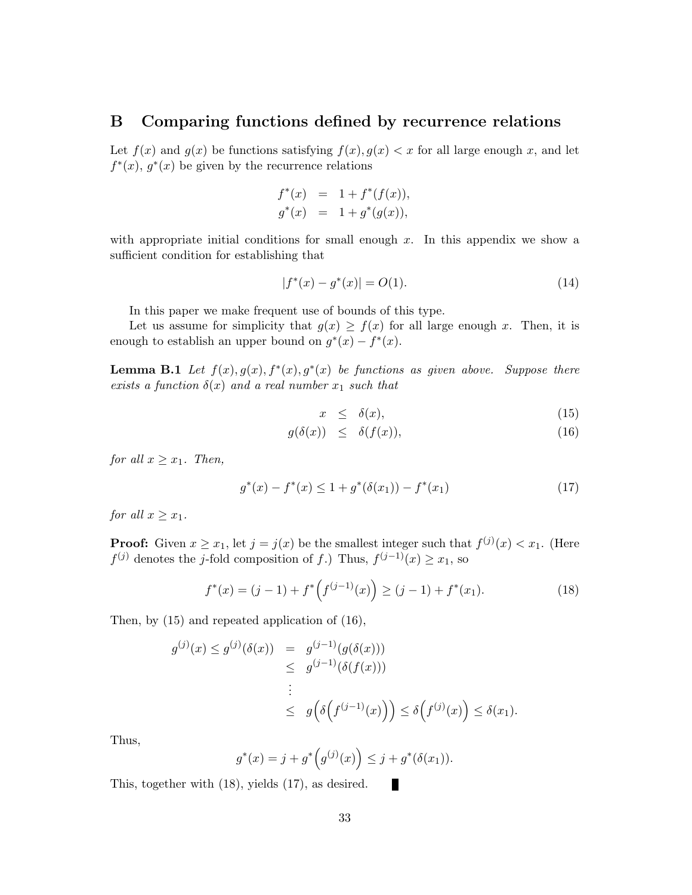## B Comparing functions defined by recurrence relations

Let $f(x)$ and $g(x)$ be functions satisfying $f(x), g(x) < x$ for all large enough $x$, and let $f^*(x)$, $g^*(x)$ be given by the recurrence relations

$$\begin{aligned} f^*(x) &= 1 + f^*(f(x)), \\ g^*(x) &= 1 + g^*(g(x)), \end{aligned}$$

with appropriate initial conditions for small enough $x$. In this appendix we show a sufficient condition for establishing that

$$|f^*(x) - g^*(x)| = O(1). \tag{14}$$

In this paper we make frequent use of bounds of this type.

Let us assume for simplicity that $g(x) \geq f(x)$ for all large enough $x$. Then, it is enough to establish an upper bound on $g^*(x) - f^*(x)$.

**Lemma B.1** *Let $f(x), g(x), f^*(x), g^*(x)$ be functions as given above. Suppose there exists a function $\delta(x)$ and a real number $x_1$ such that*

$$x \leq \delta(x), \tag{15}$$

$$g(\delta(x)) \leq \delta(f(x)), \tag{16}$$

*for all $x \geq x_1$. Then,*

$$g^*(x) - f^*(x) \leq 1 + g^*(\delta(x_1)) - f^*(x_1) \tag{17}$$

*for all $x \geq x_1$.*

**Proof:** Given $x \geq x_1$, let $j = j(x)$ be the smallest integer such that $f^{(j)}(x) < x_1$. (Here $f^{(j)}$ denotes the $j$-fold composition of $f$.) Thus, $f^{(j-1)}(x) \geq x_1$, so

$$f^*(x) = (j-1) + f^*\Big(f^{(j-1)}(x)\Big) \geq (j-1) + f^*(x_1). \tag{18}$$

Then, by (15) and repeated application of (16),

$$\begin{aligned} g^{(j)}(x) \leq g^{(j)}(\delta(x)) &= g^{(j-1)}(g(\delta(x))) \\ &\leq g^{(j-1)}(\delta(f(x))) \\ &\vdots \\ &\leq g\Big(\delta\Big(f^{(j-1)}(x)\Big)\Big) \leq \delta\Big(f^{(j)}(x)\Big) \leq \delta(x_1). \end{aligned}$$

Thus,

$$g^*(x) = j + g^*\Big(g^{(j)}(x)\Big) \leq j + g^*(\delta(x_1)).$$

This, together with (18), yields (17), as desired. ∎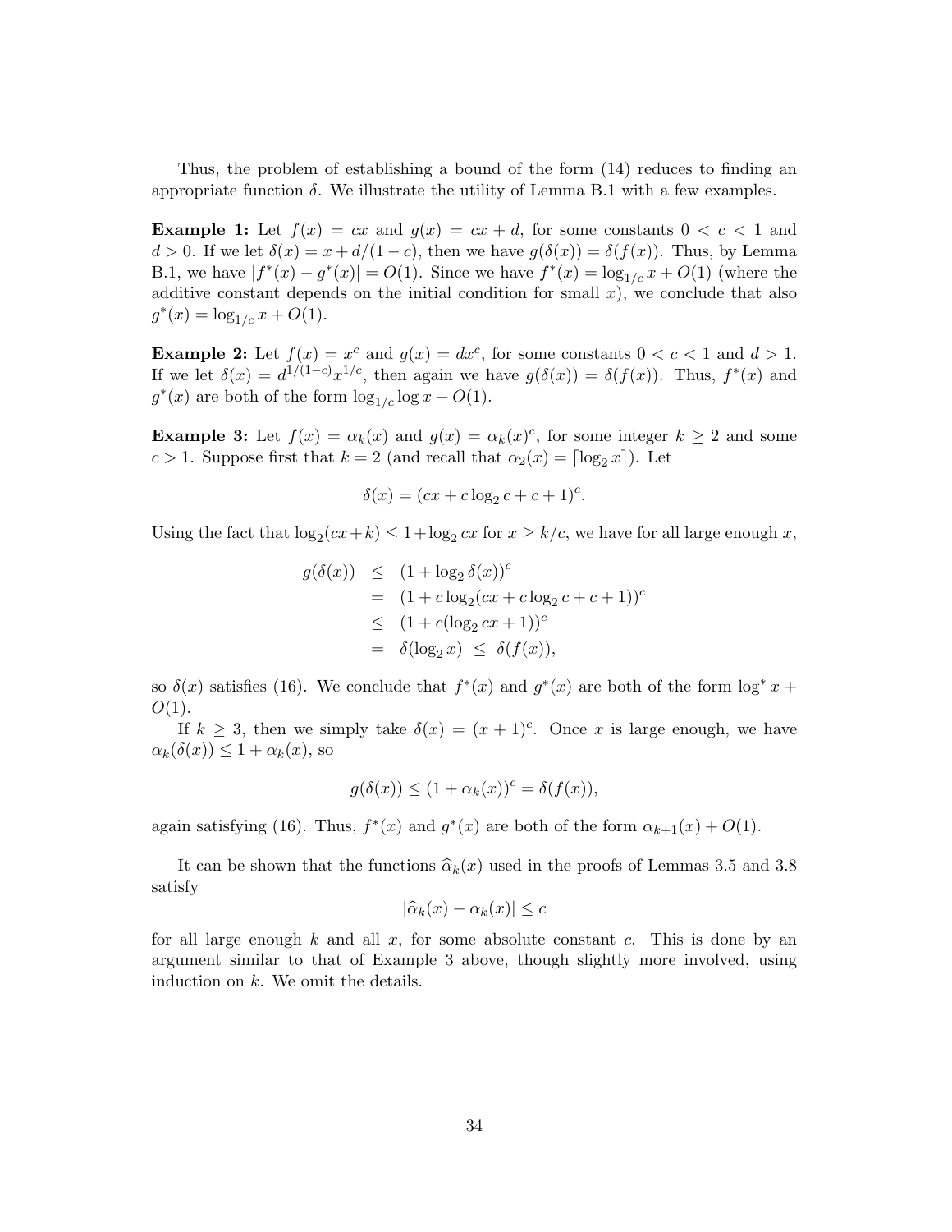Thus, the problem of establishing a bound of the form (14) reduces to finding an appropriate function $\delta$. We illustrate the utility of Lemma B.1 with a few examples.

**Example 1:** Let $f(x) = cx$ and $g(x) = cx + d$, for some constants $0 < c < 1$ and $d > 0$. If we let $\delta(x) = x + d/(1-c)$, then we have $g(\delta(x)) = \delta(f(x))$. Thus, by Lemma B.1, we have $|f^*(x) - g^*(x)| = O(1)$. Since we have $f^*(x) = \log_{1/c} x + O(1)$ (where the additive constant depends on the initial condition for small $x$), we conclude that also $g^*(x) = \log_{1/c} x + O(1)$.

**Example 2:** Let $f(x) = x^c$ and $g(x) = dx^c$, for some constants $0 < c < 1$ and $d > 1$. If we let $\delta(x) = d^{1/(1-c)} x^{1/c}$, then again we have $g(\delta(x)) = \delta(f(x))$. Thus, $f^*(x)$ and $g^*(x)$ are both of the form $\log_{1/c} \log x + O(1)$.

**Example 3:** Let $f(x) = \alpha_k(x)$ and $g(x) = \alpha_k(x)^c$, for some integer $k \geq 2$ and some $c > 1$. Suppose first that $k = 2$ (and recall that $\alpha_2(x) = \lceil \log_2 x \rceil$). Let

$$\delta(x) = (cx + c \log_2 c + c + 1)^c.$$

Using the fact that $\log_2(cx+k) \leq 1 + \log_2 cx$ for $x \geq k/c$, we have for all large enough $x$,

$$\begin{aligned}
g(\delta(x)) &\leq (1 + \log_2 \delta(x))^c \\
&= (1 + c \log_2(cx + c \log_2 c + c + 1))^c \\
&\leq (1 + c(\log_2 cx + 1))^c \\
&= \delta(\log_2 x) \;\leq\; \delta(f(x)),
\end{aligned}$$

so $\delta(x)$ satisfies (16). We conclude that $f^*(x)$ and $g^*(x)$ are both of the form $\log^* x + O(1)$.

If $k \geq 3$, then we simply take $\delta(x) = (x+1)^c$. Once $x$ is large enough, we have $\alpha_k(\delta(x)) \leq 1 + \alpha_k(x)$, so

$$g(\delta(x)) \leq (1 + \alpha_k(x))^c = \delta(f(x)),$$

again satisfying (16). Thus, $f^*(x)$ and $g^*(x)$ are both of the form $\alpha_{k+1}(x) + O(1)$.

It can be shown that the functions $\widehat{\alpha}_k(x)$ used in the proofs of Lemmas 3.5 and 3.8 satisfy

$$|\widehat{\alpha}_k(x) - \alpha_k(x)| \leq c$$

for all large enough $k$ and all $x$, for some absolute constant $c$. This is done by an argument similar to that of Example 3 above, though slightly more involved, using induction on $k$. We omit the details.